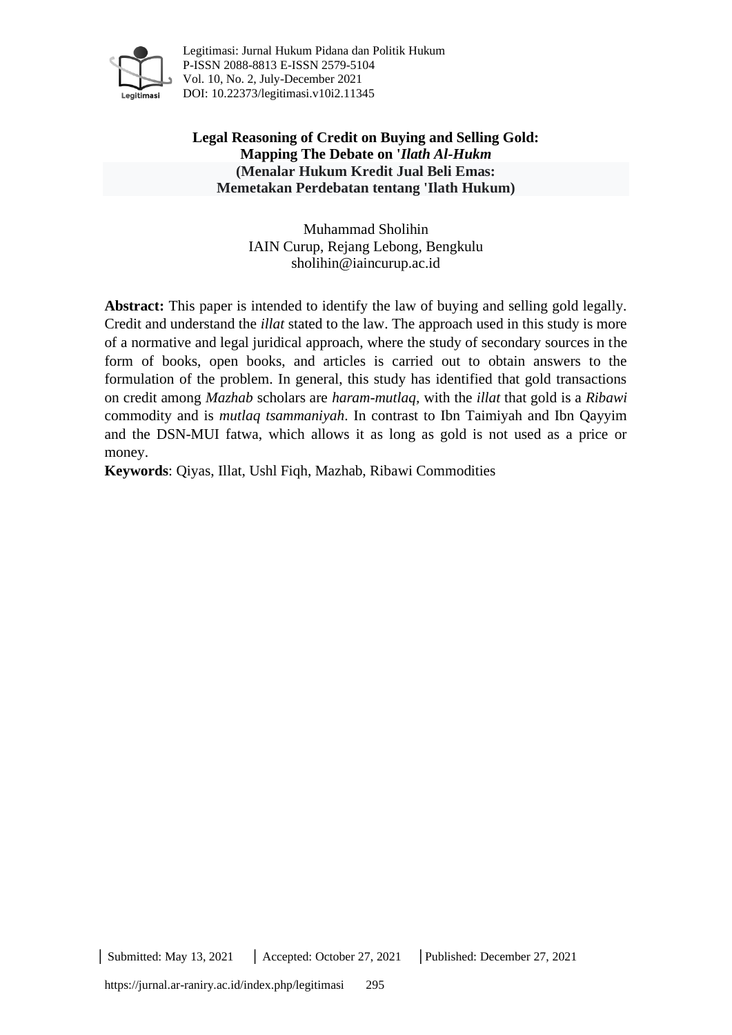# Legal Reasoning of Credit on Buying and Selling Gold: Mapping The Debate on '*Ilath Al-Hukm*

**(Menalar Hukum Kredit Jual Beli Emas: Memetakan Perdebatan tentang 'Ilath Hukum)**

Muhammad Sholihin
IAIN Curup, Rejang Lebong, Bengkulu
sholihin@iaincurup.ac.id

**Abstract:** This paper is intended to identify the law of buying and selling gold legally. Credit and understand the *illat* stated to the law. The approach used in this study is more of a normative and legal juridical approach, where the study of secondary sources in the form of books, open books, and articles is carried out to obtain answers to the formulation of the problem. In general, this study has identified that gold transactions on credit among *Mazhab* scholars are *haram-mutlaq*, with the *illat* that gold is a *Ribawi* commodity and is *mutlaq tsammaniyah*. In contrast to Ibn Taimiyah and Ibn Qayyim and the DSN-MUI fatwa, which allows it as long as gold is not used as a price or money.

**Keywords**: Qiyas, Illat, Ushl Fiqh, Mazhab, Ribawi Commodities

Submitted: May 13, 2021 | Accepted: October 27, 2021 | Published: December 27, 2021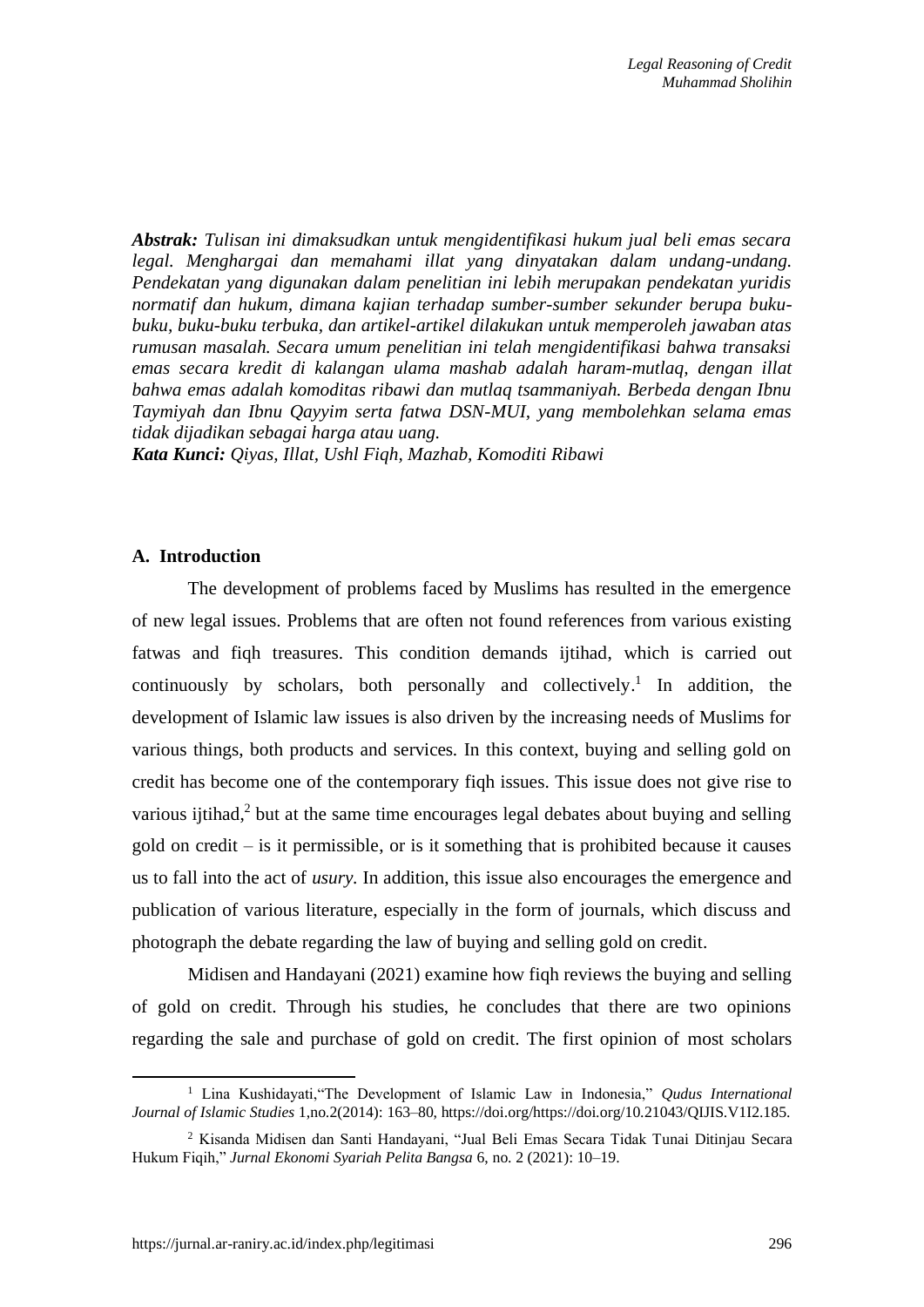***Abstrak:*** *Tulisan ini dimaksudkan untuk mengidentifikasi hukum jual beli emas secara legal. Menghargai dan memahami illat yang dinyatakan dalam undang-undang. Pendekatan yang digunakan dalam penelitian ini lebih merupakan pendekatan yuridis normatif dan hukum, dimana kajian terhadap sumber-sumber sekunder berupa buku-buku, buku-buku terbuka, dan artikel-artikel dilakukan untuk memperoleh jawaban atas rumusan masalah. Secara umum penelitian ini telah mengidentifikasi bahwa transaksi emas secara kredit di kalangan ulama mashab adalah haram-mutlaq, dengan illat bahwa emas adalah komoditas ribawi dan mutlaq tsammaniyah. Berbeda dengan Ibnu Taymiyah dan Ibnu Qayyim serta fatwa DSN-MUI, yang membolehkan selama emas tidak dijadikan sebagai harga atau uang.*

***Kata Kunci:*** *Qiyas, Illat, Ushl Fiqh, Mazhab, Komoditi Ribawi*

## A. Introduction

The development of problems faced by Muslims has resulted in the emergence of new legal issues. Problems that are often not found references from various existing fatwas and fiqh treasures. This condition demands ijtihad, which is carried out continuously by scholars, both personally and collectively.[1] In addition, the development of Islamic law issues is also driven by the increasing needs of Muslims for various things, both products and services. In this context, buying and selling gold on credit has become one of the contemporary fiqh issues. This issue does not give rise to various ijtihad,[2] but at the same time encourages legal debates about buying and selling gold on credit – is it permissible, or is it something that is prohibited because it causes us to fall into the act of *usury*. In addition, this issue also encourages the emergence and publication of various literature, especially in the form of journals, which discuss and photograph the debate regarding the law of buying and selling gold on credit.

Midisen and Handayani (2021) examine how fiqh reviews the buying and selling of gold on credit. Through his studies, he concludes that there are two opinions regarding the sale and purchase of gold on credit. The first opinion of most scholars

---

[1] Lina Kushidayati,"The Development of Islamic Law in Indonesia," *Qudus International Journal of Islamic Studies* 1,no.2(2014): 163–80, https://doi.org/https://doi.org/10.21043/QIJIS.V1I2.185.

[2] Kisanda Midisen dan Santi Handayani, "Jual Beli Emas Secara Tidak Tunai Ditinjau Secara Hukum Fiqih," *Jurnal Ekonomi Syariah Pelita Bangsa* 6, no. 2 (2021): 10–19.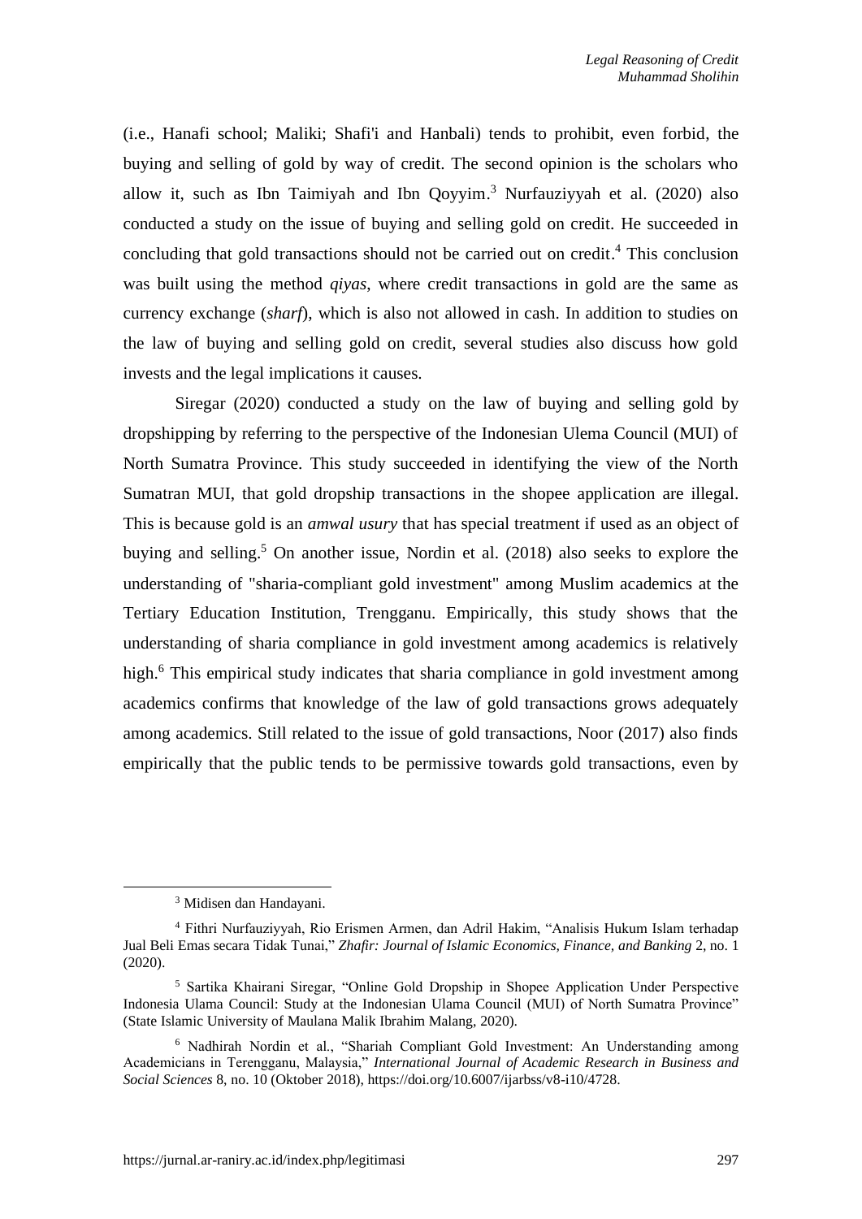(i.e., Hanafi school; Maliki; Shafi'i and Hanbali) tends to prohibit, even forbid, the buying and selling of gold by way of credit. The second opinion is the scholars who allow it, such as Ibn Taimiyah and Ibn Qoyyim.[3] Nurfauziyyah et al. (2020) also conducted a study on the issue of buying and selling gold on credit. He succeeded in concluding that gold transactions should not be carried out on credit.[4] This conclusion was built using the method *qiyas*, where credit transactions in gold are the same as currency exchange (*sharf*), which is also not allowed in cash. In addition to studies on the law of buying and selling gold on credit, several studies also discuss how gold invests and the legal implications it causes.

Siregar (2020) conducted a study on the law of buying and selling gold by dropshipping by referring to the perspective of the Indonesian Ulema Council (MUI) of North Sumatra Province. This study succeeded in identifying the view of the North Sumatran MUI, that gold dropship transactions in the shopee application are illegal. This is because gold is an *amwal usury* that has special treatment if used as an object of buying and selling.[5] On another issue, Nordin et al. (2018) also seeks to explore the understanding of "sharia-compliant gold investment" among Muslim academics at the Tertiary Education Institution, Trengganu. Empirically, this study shows that the understanding of sharia compliance in gold investment among academics is relatively high.[6] This empirical study indicates that sharia compliance in gold investment among academics confirms that knowledge of the law of gold transactions grows adequately among academics. Still related to the issue of gold transactions, Noor (2017) also finds empirically that the public tends to be permissive towards gold transactions, even by

---

[3] Midisen dan Handayani.

[4] Fithri Nurfauziyyah, Rio Erismen Armen, dan Adril Hakim, "Analisis Hukum Islam terhadap Jual Beli Emas secara Tidak Tunai," *Zhafir: Journal of Islamic Economics, Finance, and Banking* 2, no. 1 (2020).

[5] Sartika Khairani Siregar, "Online Gold Dropship in Shopee Application Under Perspective Indonesia Ulama Council: Study at the Indonesian Ulama Council (MUI) of North Sumatra Province" (State Islamic University of Maulana Malik Ibrahim Malang, 2020).

[6] Nadhirah Nordin et al., "Shariah Compliant Gold Investment: An Understanding among Academicians in Terengganu, Malaysia," *International Journal of Academic Research in Business and Social Sciences* 8, no. 10 (Oktober 2018), https://doi.org/10.6007/ijarbss/v8-i10/4728.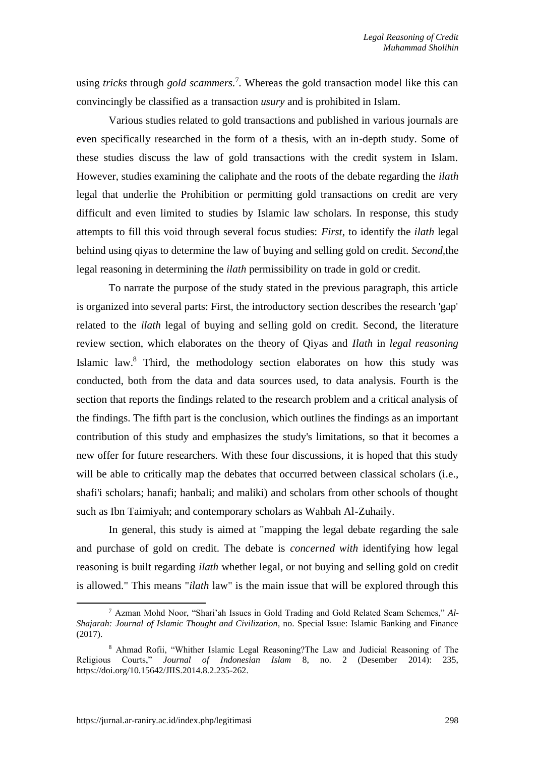using *tricks* through *gold scammers*.[7]. Whereas the gold transaction model like this can convincingly be classified as a transaction *usury* and is prohibited in Islam.

Various studies related to gold transactions and published in various journals are even specifically researched in the form of a thesis, with an in-depth study. Some of these studies discuss the law of gold transactions with the credit system in Islam. However, studies examining the caliphate and the roots of the debate regarding the *ilath* legal that underlie the Prohibition or permitting gold transactions on credit are very difficult and even limited to studies by Islamic law scholars. In response, this study attempts to fill this void through several focus studies: *First*, to identify the *ilath* legal behind using qiyas to determine the law of buying and selling gold on credit. *Second*,the legal reasoning in determining the *ilath* permissibility on trade in gold or credit.

To narrate the purpose of the study stated in the previous paragraph, this article is organized into several parts: First, the introductory section describes the research 'gap' related to the *ilath* legal of buying and selling gold on credit. Second, the literature review section, which elaborates on the theory of Qiyas and *Ilath* in *legal reasoning* Islamic law.[8] Third, the methodology section elaborates on how this study was conducted, both from the data and data sources used, to data analysis. Fourth is the section that reports the findings related to the research problem and a critical analysis of the findings. The fifth part is the conclusion, which outlines the findings as an important contribution of this study and emphasizes the study's limitations, so that it becomes a new offer for future researchers. With these four discussions, it is hoped that this study will be able to critically map the debates that occurred between classical scholars (i.e., shafi'i scholars; hanafi; hanbali; and maliki) and scholars from other schools of thought such as Ibn Taimiyah; and contemporary scholars as Wahbah Al-Zuhaily.

In general, this study is aimed at "mapping the legal debate regarding the sale and purchase of gold on credit. The debate is *concerned with* identifying how legal reasoning is built regarding *ilath* whether legal, or not buying and selling gold on credit is allowed." This means "*ilath* law" is the main issue that will be explored through this

---

[7] Azman Mohd Noor, "Shari'ah Issues in Gold Trading and Gold Related Scam Schemes," *Al-Shajarah: Journal of Islamic Thought and Civilization*, no. Special Issue: Islamic Banking and Finance (2017).

[8] Ahmad Rofii, "Whither Islamic Legal Reasoning?The Law and Judicial Reasoning of The Religious Courts," *Journal of Indonesian Islam* 8, no. 2 (Desember 2014): 235, https://doi.org/10.15642/JIIS.2014.8.2.235-262.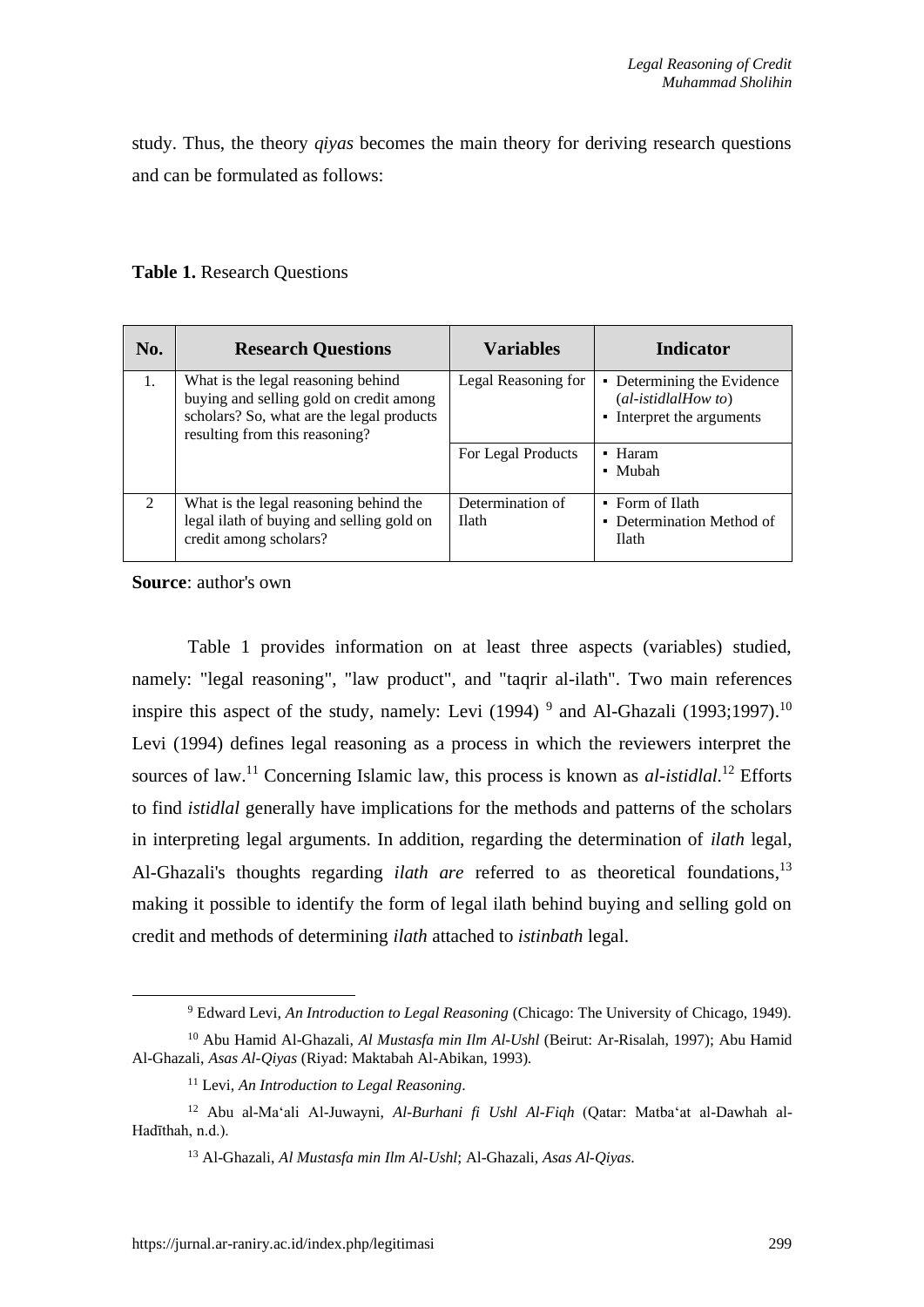study. Thus, the theory *qiyas* becomes the main theory for deriving research questions and can be formulated as follows:

**Table 1.** Research Questions

| No. | Research Questions | Variables | Indicator |
|---|---|---|---|
| 1. | What is the legal reasoning behind buying and selling gold on credit among scholars? So, what are the legal products resulting from this reasoning? | Legal Reasoning for | ▪ Determining the Evidence (*al-istidlalHow to*) ▪ Interpret the arguments |
| | | For Legal Products | ▪ Haram ▪ Mubah |
| 2 | What is the legal reasoning behind the legal ilath of buying and selling gold on credit among scholars? | Determination of Ilath | ▪ Form of Ilath ▪ Determination Method of Ilath |

**Source**: author's own

Table 1 provides information on at least three aspects (variables) studied, namely: "legal reasoning", "law product", and "taqrir al-ilath". Two main references inspire this aspect of the study, namely: Levi (1994) [9] and Al-Ghazali (1993;1997).[10] Levi (1994) defines legal reasoning as a process in which the reviewers interpret the sources of law.[11] Concerning Islamic law, this process is known as *al-istidlal*.[12] Efforts to find *istidlal* generally have implications for the methods and patterns of the scholars in interpreting legal arguments. In addition, regarding the determination of *ilath* legal, Al-Ghazali's thoughts regarding *ilath are* referred to as theoretical foundations,[13] making it possible to identify the form of legal ilath behind buying and selling gold on credit and methods of determining *ilath* attached to *istinbath* legal.

[9] Edward Levi, *An Introduction to Legal Reasoning* (Chicago: The University of Chicago, 1949).

[10] Abu Hamid Al-Ghazali, *Al Mustasfa min Ilm Al-Ushl* (Beirut: Ar-Risalah, 1997); Abu Hamid Al-Ghazali, *Asas Al-Qiyas* (Riyad: Maktabah Al-Abikan, 1993).

[11] Levi, *An Introduction to Legal Reasoning*.

[12] Abu al-Ma'ali Al-Juwayni, *Al-Burhani fi Ushl Al-Fiqh* (Qatar: Matba'at al-Dawhah al-Hadīthah, n.d.).

[13] Al-Ghazali, *Al Mustasfa min Ilm Al-Ushl*; Al-Ghazali, *Asas Al-Qiyas*.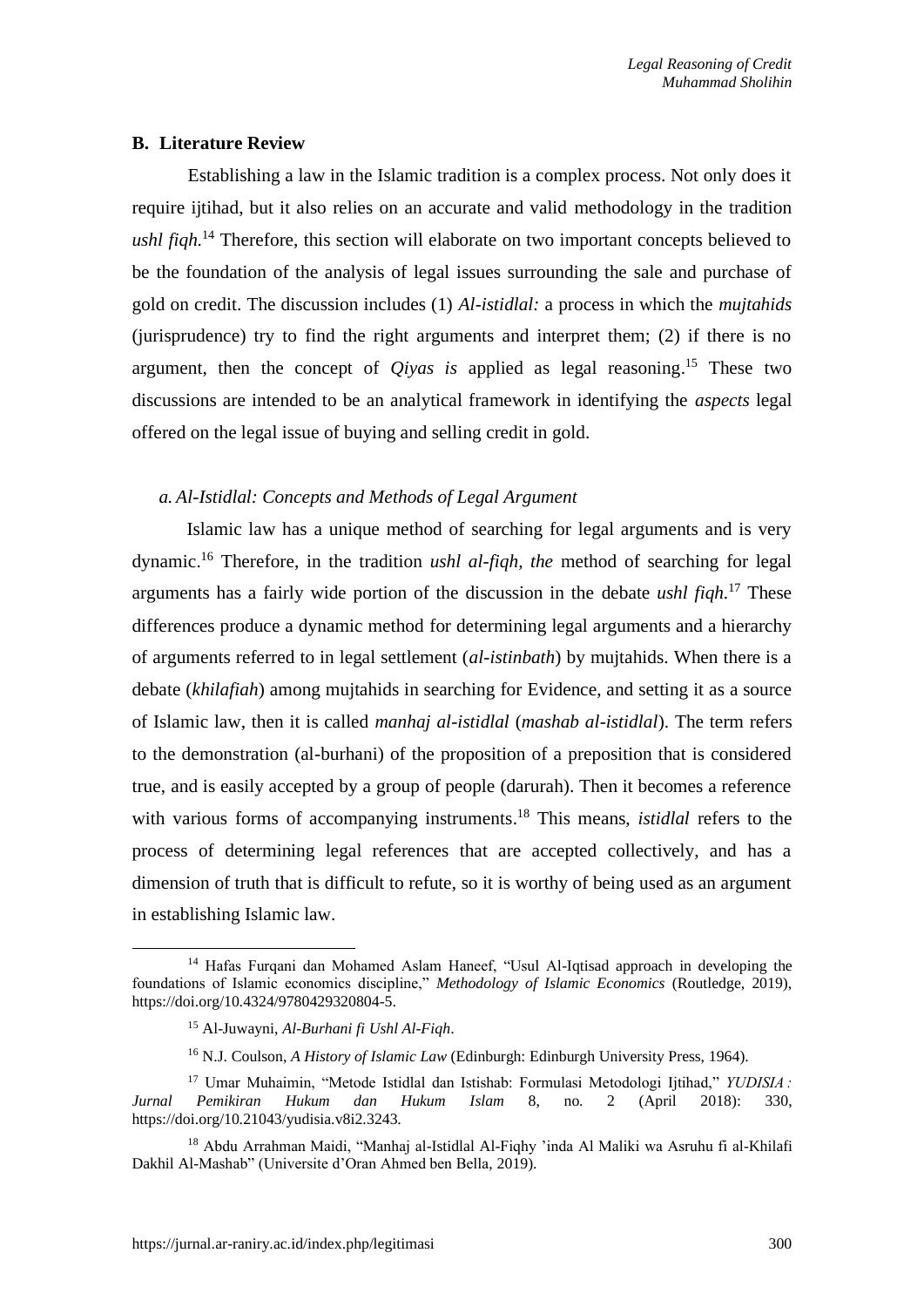## B. Literature Review

Establishing a law in the Islamic tradition is a complex process. Not only does it require ijtihad, but it also relies on an accurate and valid methodology in the tradition *ushl fiqh.*[14] Therefore, this section will elaborate on two important concepts believed to be the foundation of the analysis of legal issues surrounding the sale and purchase of gold on credit. The discussion includes (1) *Al-istidlal:* a process in which the *mujtahids* (jurisprudence) try to find the right arguments and interpret them; (2) if there is no argument, then the concept of *Qiyas is* applied as legal reasoning.[15] These two discussions are intended to be an analytical framework in identifying the *aspects* legal offered on the legal issue of buying and selling credit in gold.

### *a. Al-Istidlal: Concepts and Methods of Legal Argument*

Islamic law has a unique method of searching for legal arguments and is very dynamic.[16] Therefore, in the tradition *ushl al-fiqh, the* method of searching for legal arguments has a fairly wide portion of the discussion in the debate *ushl fiqh.*[17] These differences produce a dynamic method for determining legal arguments and a hierarchy of arguments referred to in legal settlement (*al-istinbath*) by mujtahids. When there is a debate (*khilafiah*) among mujtahids in searching for Evidence, and setting it as a source of Islamic law, then it is called *manhaj al-istidlal* (*mashab al-istidlal*). The term refers to the demonstration (al-burhani) of the proposition of a preposition that is considered true, and is easily accepted by a group of people (darurah). Then it becomes a reference with various forms of accompanying instruments.[18] This means, *istidlal* refers to the process of determining legal references that are accepted collectively, and has a dimension of truth that is difficult to refute, so it is worthy of being used as an argument in establishing Islamic law.

---

[14] Hafas Furqani dan Mohamed Aslam Haneef, "Usul Al-Iqtisad approach in developing the foundations of Islamic economics discipline," *Methodology of Islamic Economics* (Routledge, 2019), https://doi.org/10.4324/9780429320804-5.

[15] Al-Juwayni, *Al-Burhani fi Ushl Al-Fiqh*.

[16] N.J. Coulson, *A History of Islamic Law* (Edinburgh: Edinburgh University Press, 1964).

[17] Umar Muhaimin, "Metode Istidlal dan Istishab: Formulasi Metodologi Ijtihad," *YUDISIA : Jurnal Pemikiran Hukum dan Hukum Islam* 8, no. 2 (April 2018): 330, https://doi.org/10.21043/yudisia.v8i2.3243.

[18] Abdu Arrahman Maidi, "Manhaj al-Istidlal Al-Fiqhy 'inda Al Maliki wa Asruhu fi al-Khilafi Dakhil Al-Mashab" (Universite d'Oran Ahmed ben Bella, 2019).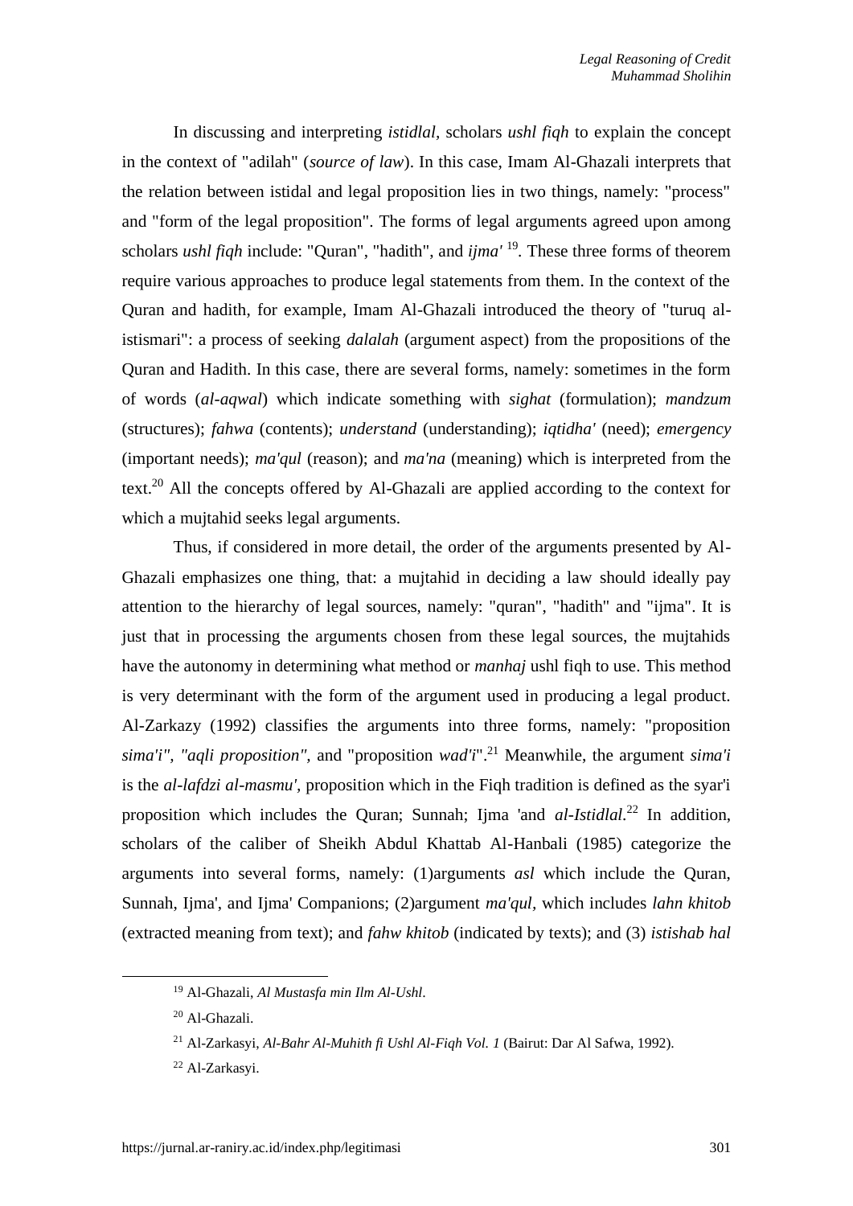In discussing and interpreting *istidlal*, scholars *ushl fiqh* to explain the concept in the context of "adilah" (*source of law*). In this case, Imam Al-Ghazali interprets that the relation between istidal and legal proposition lies in two things, namely: "process" and "form of the legal proposition". The forms of legal arguments agreed upon among scholars *ushl fiqh* include: "Quran", "hadith", and *ijma'* [19]. These three forms of theorem require various approaches to produce legal statements from them. In the context of the Quran and hadith, for example, Imam Al-Ghazali introduced the theory of "turuq al-istismari": a process of seeking *dalalah* (argument aspect) from the propositions of the Quran and Hadith. In this case, there are several forms, namely: sometimes in the form of words (*al-aqwal*) which indicate something with *sighat* (formulation); *mandzum* (structures); *fahwa* (contents); *understand* (understanding); *iqtidha'* (need); *emergency* (important needs); *ma'qul* (reason); and *ma'na* (meaning) which is interpreted from the text.[20] All the concepts offered by Al-Ghazali are applied according to the context for which a mujtahid seeks legal arguments.

Thus, if considered in more detail, the order of the arguments presented by Al-Ghazali emphasizes one thing, that: a mujtahid in deciding a law should ideally pay attention to the hierarchy of legal sources, namely: "quran", "hadith" and "ijma". It is just that in processing the arguments chosen from these legal sources, the mujtahids have the autonomy in determining what method or *manhaj* ushl fiqh to use. This method is very determinant with the form of the argument used in producing a legal product. Al-Zarkazy (1992) classifies the arguments into three forms, namely: "proposition *sima'i", "aqli proposition"*, and "proposition *wad'i*".[21] Meanwhile, the argument *sima'i* is the *al-lafdzi al-masmu'*, proposition which in the Fiqh tradition is defined as the syar'i proposition which includes the Quran; Sunnah; Ijma 'and *al-Istidlal*.[22] In addition, scholars of the caliber of Sheikh Abdul Khattab Al-Hanbali (1985) categorize the arguments into several forms, namely: (1)arguments *asl* which include the Quran, Sunnah, Ijma', and Ijma' Companions; (2)argument *ma'qul*, which includes *lahn khitob* (extracted meaning from text); and *fahw khitob* (indicated by texts); and (3) *istishab hal*

---

[19] Al-Ghazali, *Al Mustasfa min Ilm Al-Ushl*.

[20] Al-Ghazali.

[21] Al-Zarkasyi, *Al-Bahr Al-Muhith fi Ushl Al-Fiqh Vol. 1* (Bairut: Dar Al Safwa, 1992).

[22] Al-Zarkasyi.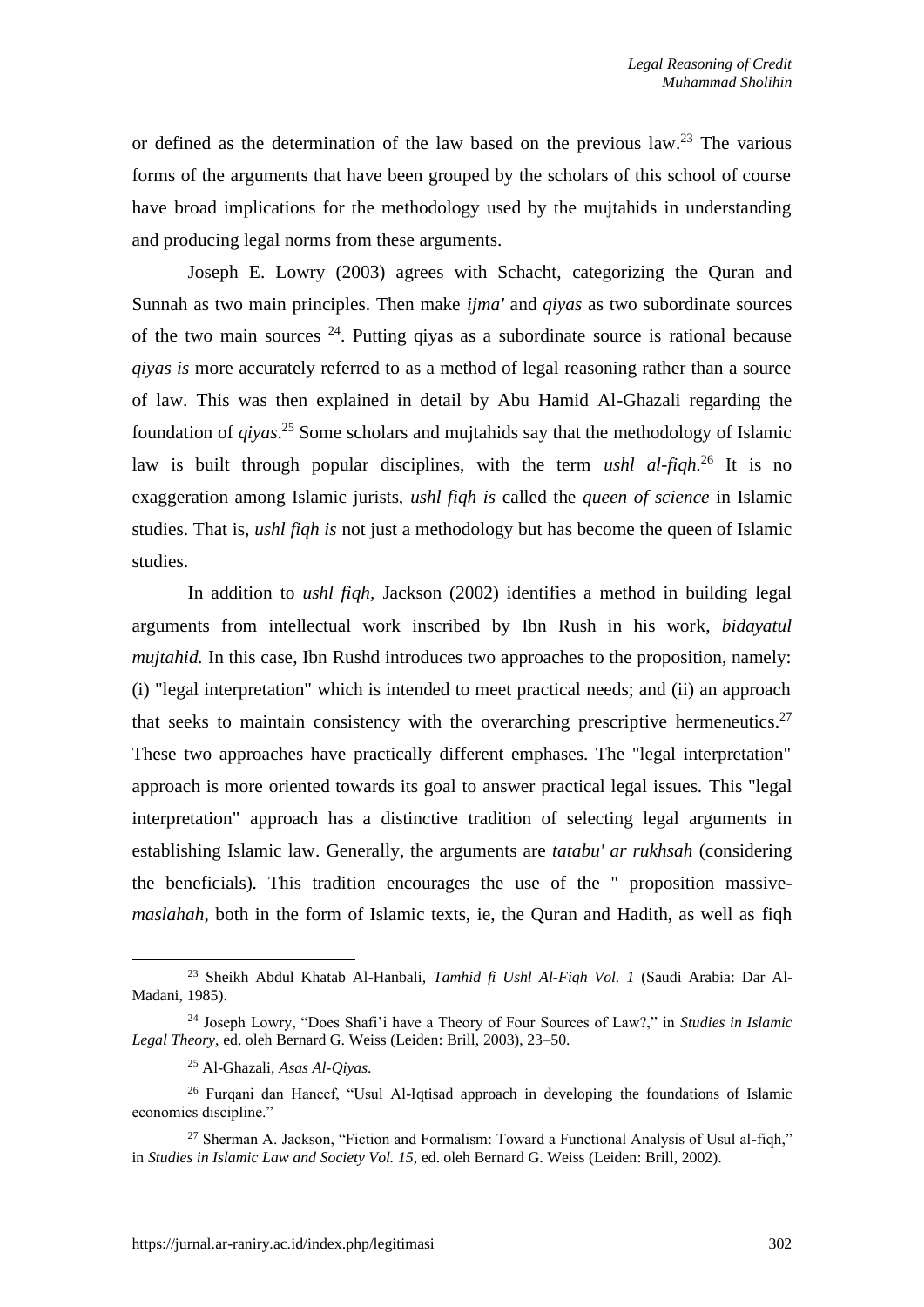or defined as the determination of the law based on the previous law.[23] The various forms of the arguments that have been grouped by the scholars of this school of course have broad implications for the methodology used by the mujtahids in understanding and producing legal norms from these arguments.

Joseph E. Lowry (2003) agrees with Schacht, categorizing the Quran and Sunnah as two main principles. Then make *ijma'* and *qiyas* as two subordinate sources of the two main sources [24]. Putting qiyas as a subordinate source is rational because *qiyas is* more accurately referred to as a method of legal reasoning rather than a source of law. This was then explained in detail by Abu Hamid Al-Ghazali regarding the foundation of *qiyas*.[25] Some scholars and mujtahids say that the methodology of Islamic law is built through popular disciplines, with the term *ushl al-fiqh.*[26] It is no exaggeration among Islamic jurists, *ushl fiqh is* called the *queen of science* in Islamic studies. That is, *ushl fiqh is* not just a methodology but has become the queen of Islamic studies.

In addition to *ushl fiqh*, Jackson (2002) identifies a method in building legal arguments from intellectual work inscribed by Ibn Rush in his work, *bidayatul mujtahid.* In this case, Ibn Rushd introduces two approaches to the proposition, namely: (i) "legal interpretation" which is intended to meet practical needs; and (ii) an approach that seeks to maintain consistency with the overarching prescriptive hermeneutics.[27] These two approaches have practically different emphases. The "legal interpretation" approach is more oriented towards its goal to answer practical legal issues. This "legal interpretation" approach has a distinctive tradition of selecting legal arguments in establishing Islamic law. Generally, the arguments are *tatabu' ar rukhsah* (considering the beneficials). This tradition encourages the use of the " proposition massive-*maslahah*, both in the form of Islamic texts, ie, the Quran and Hadith, as well as fiqh

---

[23] Sheikh Abdul Khatab Al-Hanbali, *Tamhid fi Ushl Al-Fiqh Vol. 1* (Saudi Arabia: Dar Al-Madani, 1985).

[24] Joseph Lowry, "Does Shafi'i have a Theory of Four Sources of Law?," in *Studies in Islamic Legal Theory*, ed. oleh Bernard G. Weiss (Leiden: Brill, 2003), 23–50.

[25] Al-Ghazali, *Asas Al-Qiyas*.

[26] Furqani dan Haneef, "Usul Al-Iqtisad approach in developing the foundations of Islamic economics discipline."

[27] Sherman A. Jackson, "Fiction and Formalism: Toward a Functional Analysis of Usul al-fiqh," in *Studies in Islamic Law and Society Vol. 15*, ed. oleh Bernard G. Weiss (Leiden: Brill, 2002).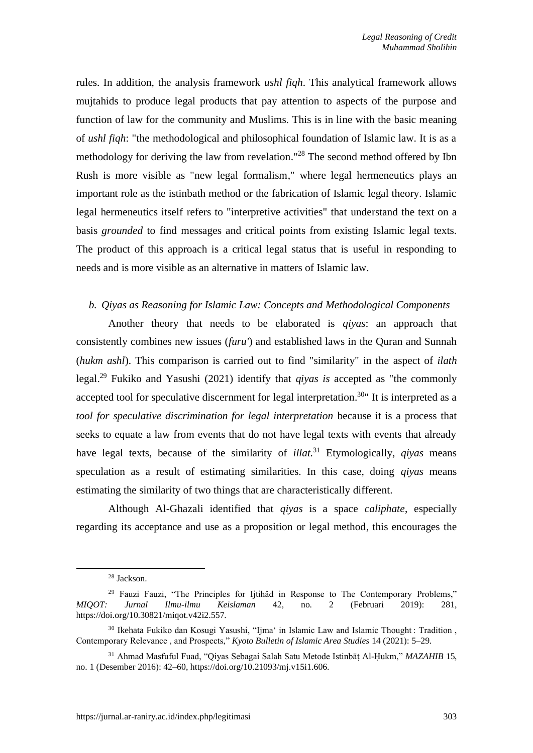rules. In addition, the analysis framework *ushl fiqh*. This analytical framework allows mujtahids to produce legal products that pay attention to aspects of the purpose and function of law for the community and Muslims. This is in line with the basic meaning of *ushl fiqh*: "the methodological and philosophical foundation of Islamic law. It is as a methodology for deriving the law from revelation."[28] The second method offered by Ibn Rush is more visible as "new legal formalism," where legal hermeneutics plays an important role as the istinbath method or the fabrication of Islamic legal theory. Islamic legal hermeneutics itself refers to "interpretive activities" that understand the text on a basis *grounded* to find messages and critical points from existing Islamic legal texts. The product of this approach is a critical legal status that is useful in responding to needs and is more visible as an alternative in matters of Islamic law.

### b. Qiyas as Reasoning for Islamic Law: Concepts and Methodological Components

Another theory that needs to be elaborated is *qiyas*: an approach that consistently combines new issues (*furu'*) and established laws in the Quran and Sunnah (*hukm ashl*). This comparison is carried out to find "similarity" in the aspect of *ilath* legal.[29] Fukiko and Yasushi (2021) identify that *qiyas is* accepted as "the commonly accepted tool for speculative discernment for legal interpretation.[30]" It is interpreted as a *tool for speculative discrimination for legal interpretation* because it is a process that seeks to equate a law from events that do not have legal texts with events that already have legal texts, because of the similarity of *illat*.[31] Etymologically, *qiyas* means speculation as a result of estimating similarities. In this case, doing *qiyas* means estimating the similarity of two things that are characteristically different.

Although Al-Ghazali identified that *qiyas* is a space *caliphate*, especially regarding its acceptance and use as a proposition or legal method, this encourages the

---

[28] Jackson.

[29] Fauzi Fauzi, "The Principles for Ijtihâd in Response to The Contemporary Problems," *MIQOT: Jurnal Ilmu-ilmu Keislaman* 42, no. 2 (Februari 2019): 281, https://doi.org/10.30821/miqot.v42i2.557.

[30] Ikehata Fukiko dan Kosugi Yasushi, "Ijmaʿ in Islamic Law and Islamic Thought : Tradition , Contemporary Relevance , and Prospects," *Kyoto Bulletin of Islamic Area Studies* 14 (2021): 5–29.

[31] Ahmad Masfuful Fuad, "Qiyas Sebagai Salah Satu Metode Istinbāṭ Al-Ḥukm," *MAZAHIB* 15, no. 1 (Desember 2016): 42–60, https://doi.org/10.21093/mj.v15i1.606.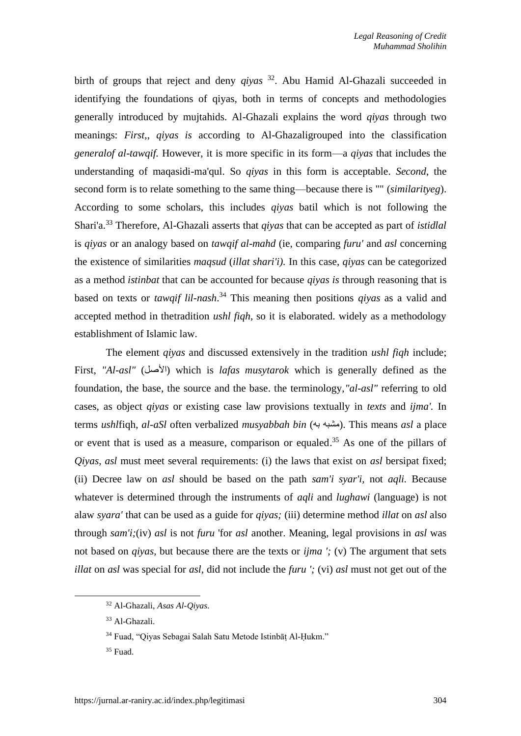birth of groups that reject and deny *qiyas* [32]. Abu Hamid Al-Ghazali succeeded in identifying the foundations of qiyas, both in terms of concepts and methodologies generally introduced by mujtahids. Al-Ghazali explains the word *qiyas* through two meanings: *First*,, *qiyas is* according to Al-Ghazaligrouped into the classification *generalof al-tawqif.* However, it is more specific in its form—a *qiyas* that includes the understanding of maqasidi-ma'qul. So *qiyas* in this form is acceptable. *Second*, the second form is to relate something to the same thing—because there is "" (*similarityeg*). According to some scholars, this includes *qiyas* batil which is not following the Shari'a.[33] Therefore, Al-Ghazali asserts that *qiyas* that can be accepted as part of *istidlal* is *qiyas* or an analogy based on *tawqif al-mahd* (ie, comparing *furu'* and *asl* concerning the existence of similarities *maqsud* (*illat shari'i).* In this case, *qiyas* can be categorized as a method *istinbat* that can be accounted for because *qiyas is* through reasoning that is based on texts or *tawqif lil-nash*.[34] This meaning then positions *qiyas* as a valid and accepted method in thetradition *ushl fiqh*, so it is elaborated. widely as a methodology establishment of Islamic law.

The element *qiyas* and discussed extensively in the tradition *ushl fiqh* include; First, *"Al-asl"* (الأصل) which is *lafas musytarok* which is generally defined as the foundation, the base, the source and the base. the terminology,*"al-asl"* referring to old cases, as object *qiyas* or existing case law provisions textually in *texts* and *ijma'.* In terms *ushl*fiqh, *al-aSl* often verbalized *musyabbah bin* (مشبه به). This means *asl* a place or event that is used as a measure, comparison or equaled.[35] As one of the pillars of *Qiyas, asl* must meet several requirements: (i) the laws that exist on *asl* bersipat fixed; (ii) Decree law on *asl* should be based on the path *sam'i syar'i,* not *aqli.* Because whatever is determined through the instruments of *aqli* and *lughawi* (language) is not alaw *syara'* that can be used as a guide for *qiyas;* (iii) determine method *illat* on *asl* also through *sam'i;*(iv) *asl* is not *furu* 'for *asl* another. Meaning, legal provisions in *asl* was not based on *qiyas*, but because there are the texts or *ijma ';* (v) The argument that sets *illat* on *asl* was special for *asl*, did not include the *furu ';* (vi) *asl* must not get out of the

---

[32] Al-Ghazali, *Asas Al-Qiyas*.

[33] Al-Ghazali.

[34] Fuad, "Qiyas Sebagai Salah Satu Metode Istinbāṭ Al-Ḥukm."

[35] Fuad.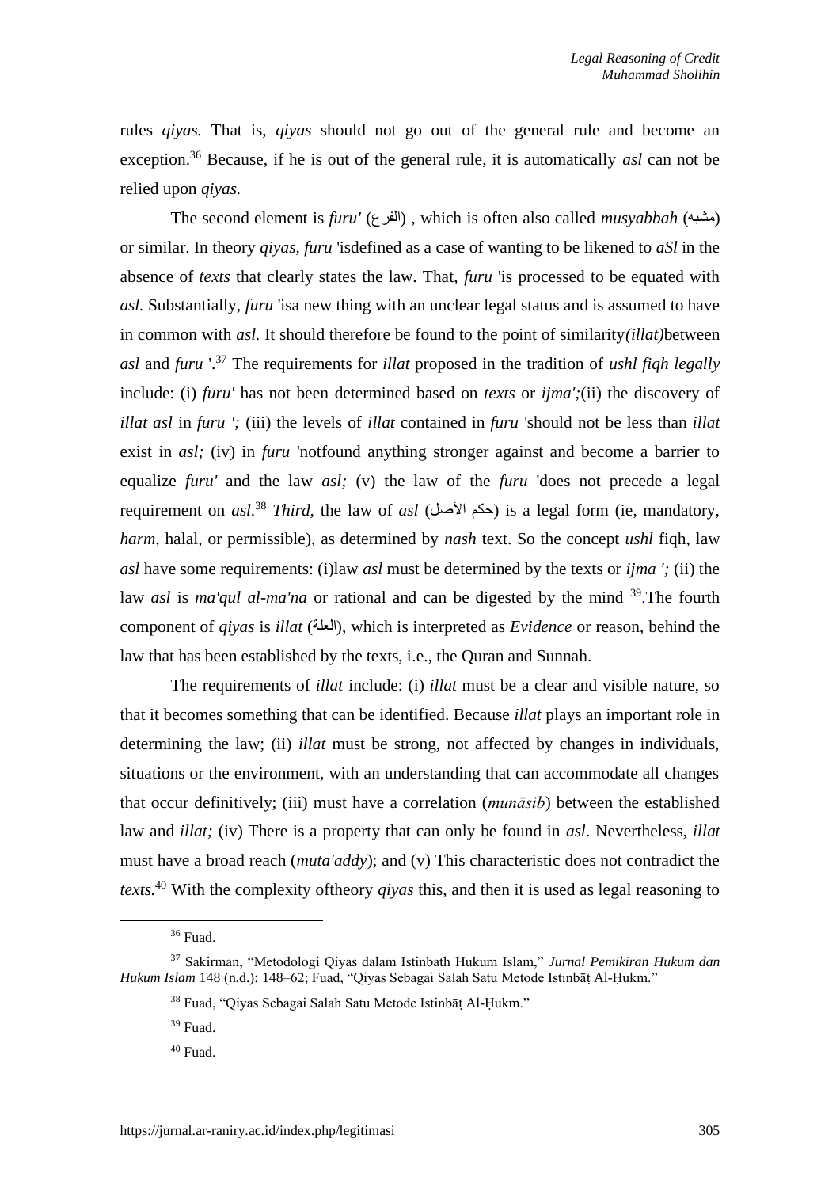rules *qiyas.* That is, *qiyas* should not go out of the general rule and become an exception.[36] Because, if he is out of the general rule, it is automatically *asl* can not be relied upon *qiyas.*

The second element is *furu'* (الفرع) , which is often also called *musyabbah* (مشبه) or similar. In theory *qiyas*, *furu* 'isdefined as a case of wanting to be likened to *aSl* in the absence of *texts* that clearly states the law. That, *furu* 'is processed to be equated with *asl.* Substantially, *furu* 'isa new thing with an unclear legal status and is assumed to have in common with *asl.* It should therefore be found to the point of similarity*(illat)*between *asl* and *furu* '.[37] The requirements for *illat* proposed in the tradition of *ushl fiqh legally* include: (i) *furu'* has not been determined based on *texts* or *ijma';*(ii) the discovery of *illat asl* in *furu ';* (iii) the levels of *illat* contained in *furu* 'should not be less than *illat* exist in *asl;* (iv) in *furu* 'notfound anything stronger against and become a barrier to equalize *furu'* and the law *asl;* (v) the law of the *furu* 'does not precede a legal requirement on *asl.*[38] *Third*, the law of *asl* (حكم الأصل) is a legal form (ie, mandatory, *harm,* halal, or permissible), as determined by *nash* text. So the concept *ushl* fiqh, law *asl* have some requirements: (i)law *asl* must be determined by the texts or *ijma ';* (ii) the law *asl* is *ma'qul al-ma'na* or rational and can be digested by the mind [39].The fourth component of *qiyas* is *illat* (العلة), which is interpreted as *Evidence* or reason, behind the law that has been established by the texts, i.e., the Quran and Sunnah.

The requirements of *illat* include: (i) *illat* must be a clear and visible nature, so that it becomes something that can be identified. Because *illat* plays an important role in determining the law; (ii) *illat* must be strong, not affected by changes in individuals, situations or the environment, with an understanding that can accommodate all changes that occur definitively; (iii) must have a correlation (*munāsib*) between the established law and *illat;* (iv) There is a property that can only be found in *asl*. Nevertheless, *illat* must have a broad reach (*muta'addy*); and (v) This characteristic does not contradict the *texts.*[40] With the complexity oftheory *qiyas* this, and then it is used as legal reasoning to

---

[36] Fuad.

[37] Sakirman, "Metodologi Qiyas dalam Istinbath Hukum Islam," *Jurnal Pemikiran Hukum dan Hukum Islam* 148 (n.d.): 148–62; Fuad, "Qiyas Sebagai Salah Satu Metode Istinbāṭ Al-Ḥukm."

[38] Fuad, "Qiyas Sebagai Salah Satu Metode Istinbāṭ Al-Ḥukm."

[39] Fuad.

[40] Fuad.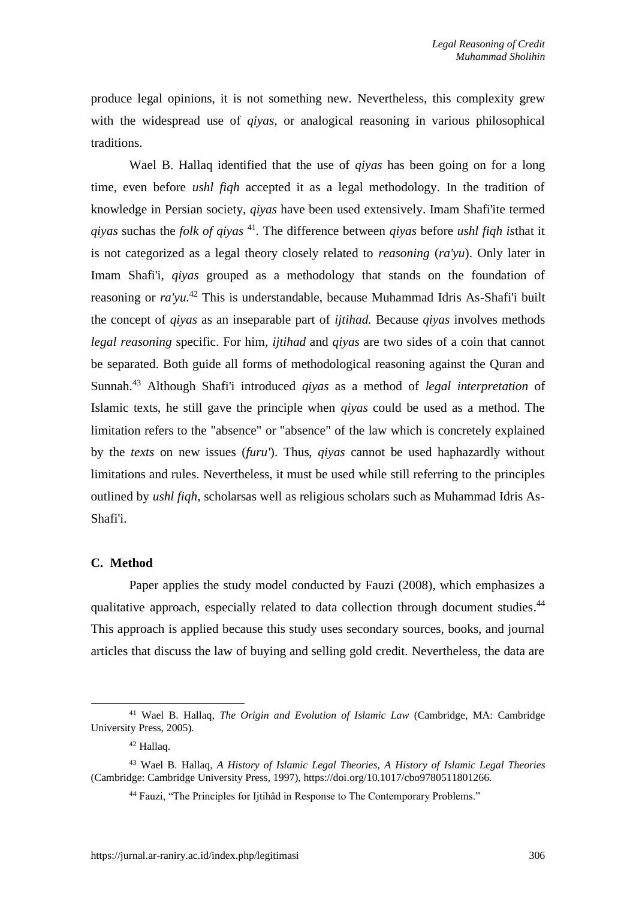produce legal opinions, it is not something new. Nevertheless, this complexity grew with the widespread use of *qiyas,* or analogical reasoning in various philosophical traditions.

Wael B. Hallaq identified that the use of *qiyas* has been going on for a long time, even before *ushl fiqh* accepted it as a legal methodology. In the tradition of knowledge in Persian society, *qiyas* have been used extensively. Imam Shafi'ite termed *qiyas* suchas the *folk of qiyas* [41]. The difference between *qiyas* before *ushl fiqh is*that it is not categorized as a legal theory closely related to *reasoning* (*ra'yu*). Only later in Imam Shafi'i, *qiyas* grouped as a methodology that stands on the foundation of reasoning or *ra'yu.*[42] This is understandable, because Muhammad Idris As-Shafi'i built the concept of *qiyas* as an inseparable part of *ijtihad.* Because *qiyas* involves methods *legal reasoning* specific. For him, *ijtihad* and *qiyas* are two sides of a coin that cannot be separated. Both guide all forms of methodological reasoning against the Quran and Sunnah.[43] Although Shafi'i introduced *qiyas* as a method of *legal interpretation* of Islamic texts, he still gave the principle when *qiyas* could be used as a method. The limitation refers to the "absence" or "absence" of the law which is concretely explained by the *texts* on new issues (*furu'*). Thus, *qiyas* cannot be used haphazardly without limitations and rules. Nevertheless, it must be used while still referring to the principles outlined by *ushl fiqh*, scholarsas well as religious scholars such as Muhammad Idris As-Shafi'i.

## C. Method

Paper applies the study model conducted by Fauzi (2008), which emphasizes a qualitative approach, especially related to data collection through document studies.[44] This approach is applied because this study uses secondary sources, books, and journal articles that discuss the law of buying and selling gold credit. Nevertheless, the data are

---

[41] Wael B. Hallaq, *The Origin and Evolution of Islamic Law* (Cambridge, MA: Cambridge University Press, 2005).

[42] Hallaq.

[43] Wael B. Hallaq, *A History of Islamic Legal Theories, A History of Islamic Legal Theories* (Cambridge: Cambridge University Press, 1997), https://doi.org/10.1017/cbo9780511801266.

[44] Fauzi, "The Principles for Ijtihâd in Response to The Contemporary Problems."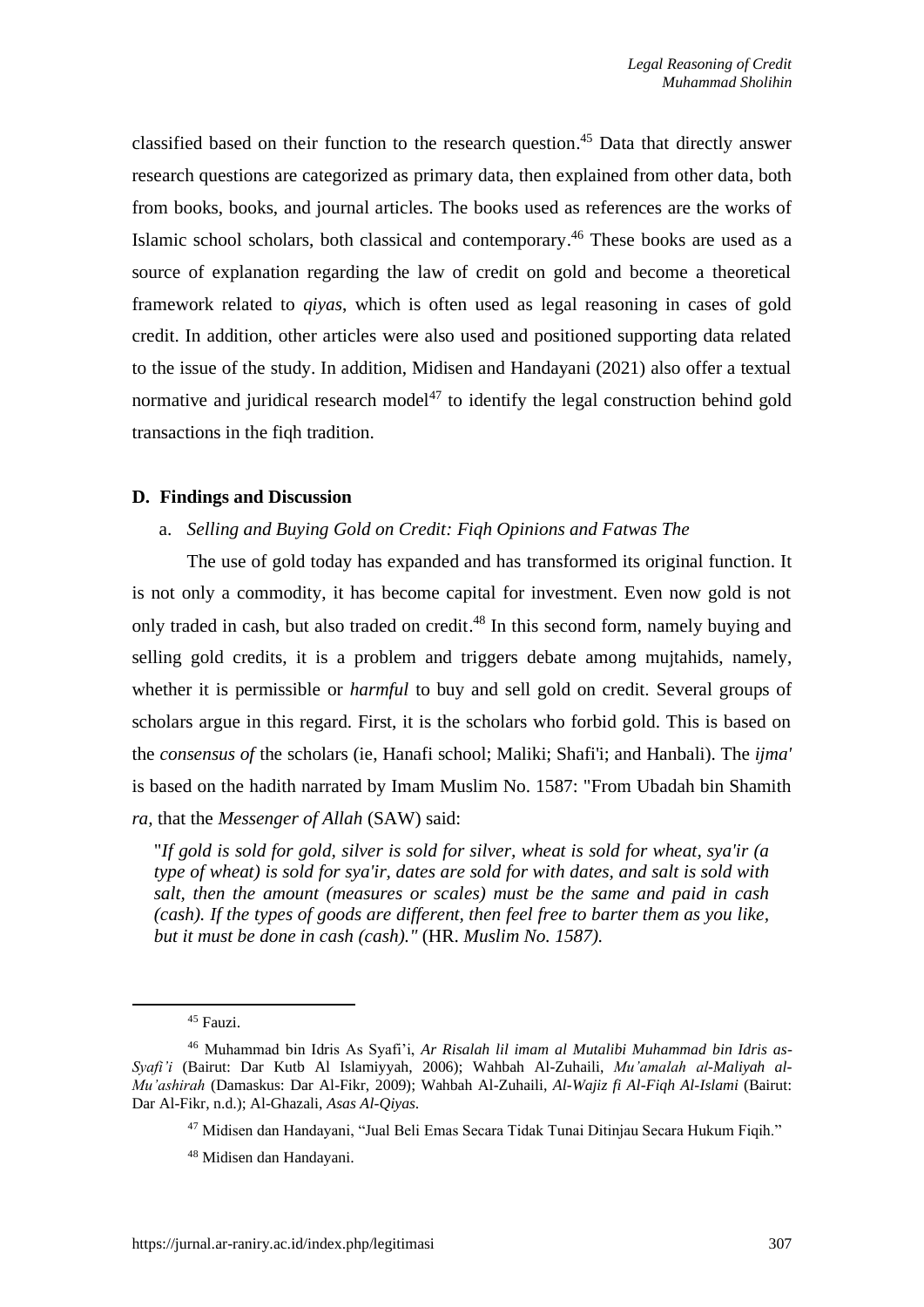classified based on their function to the research question.[45] Data that directly answer research questions are categorized as primary data, then explained from other data, both from books, books, and journal articles. The books used as references are the works of Islamic school scholars, both classical and contemporary.[46] These books are used as a source of explanation regarding the law of credit on gold and become a theoretical framework related to *qiyas*, which is often used as legal reasoning in cases of gold credit. In addition, other articles were also used and positioned supporting data related to the issue of the study. In addition, Midisen and Handayani (2021) also offer a textual normative and juridical research model[47] to identify the legal construction behind gold transactions in the fiqh tradition.

## D. Findings and Discussion

### a. *Selling and Buying Gold on Credit: Fiqh Opinions and Fatwas The*

The use of gold today has expanded and has transformed its original function. It is not only a commodity, it has become capital for investment. Even now gold is not only traded in cash, but also traded on credit.[48] In this second form, namely buying and selling gold credits, it is a problem and triggers debate among mujtahids, namely, whether it is permissible or *harmful* to buy and sell gold on credit. Several groups of scholars argue in this regard. First, it is the scholars who forbid gold. This is based on the *consensus of* the scholars (ie, Hanafi school; Maliki; Shafi'i; and Hanbali). The *ijma'* is based on the hadith narrated by Imam Muslim No. 1587: "From Ubadah bin Shamith *ra,* that the *Messenger of Allah* (SAW) said:

> "*If gold is sold for gold, silver is sold for silver, wheat is sold for wheat, sya'ir (a type of wheat) is sold for sya'ir, dates are sold for with dates, and salt is sold with salt, then the amount (measures or scales) must be the same and paid in cash (cash). If the types of goods are different, then feel free to barter them as you like, but it must be done in cash (cash)."* (HR. *Muslim No. 1587).*

---

[45] Fauzi.

[46] Muhammad bin Idris As Syafi'i, *Ar Risalah lil imam al Mutalibi Muhammad bin Idris as-Syafi'i* (Bairut: Dar Kutb Al Islamiyyah, 2006); Wahbah Al-Zuhaili, *Mu'amalah al-Maliyah al-Mu'ashirah* (Damaskus: Dar Al-Fikr, 2009); Wahbah Al-Zuhaili, *Al-Wajiz fi Al-Fiqh Al-Islami* (Bairut: Dar Al-Fikr, n.d.); Al-Ghazali, *Asas Al-Qiyas*.

[47] Midisen dan Handayani, "Jual Beli Emas Secara Tidak Tunai Ditinjau Secara Hukum Fiqih."

[48] Midisen dan Handayani.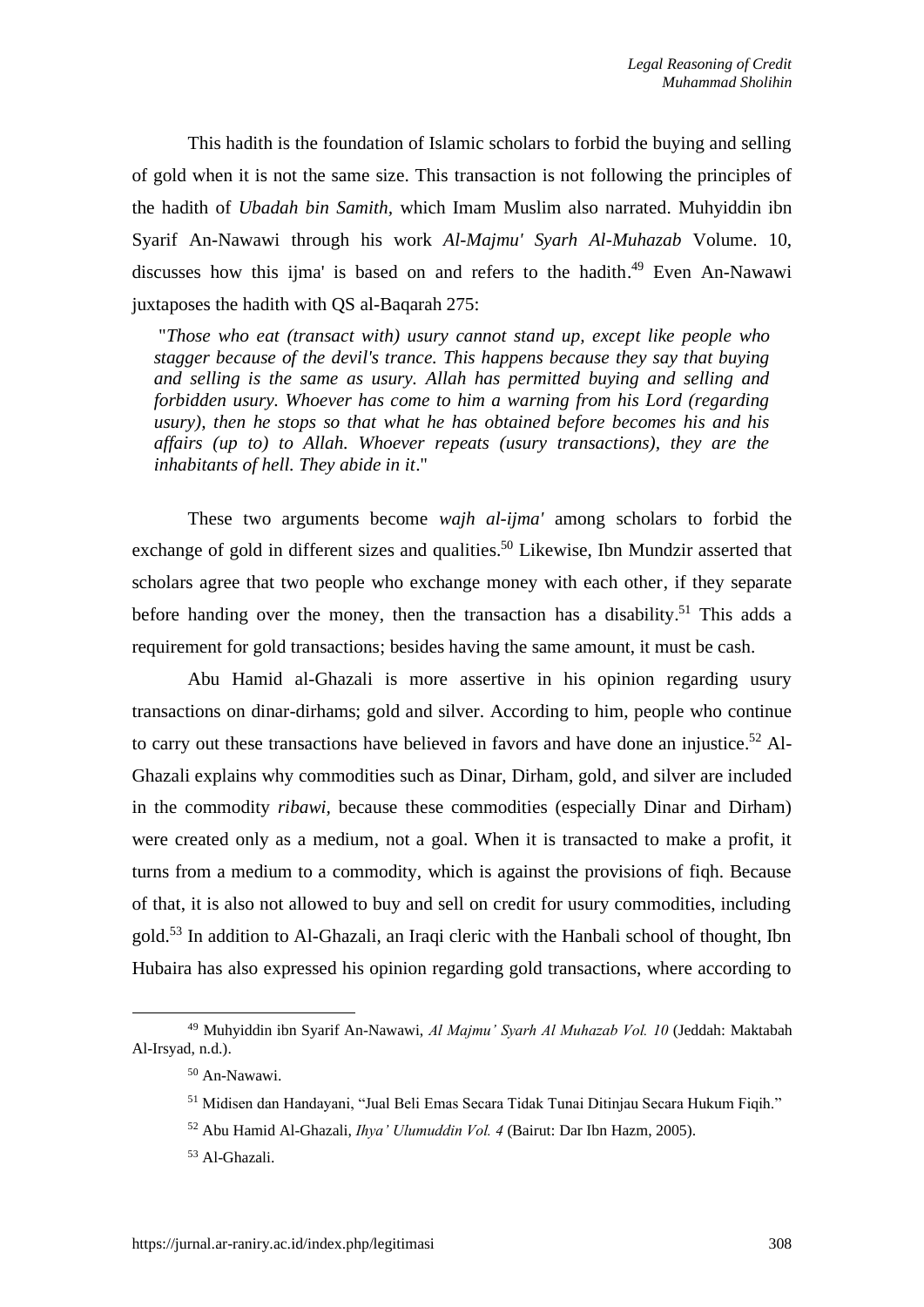This hadith is the foundation of Islamic scholars to forbid the buying and selling of gold when it is not the same size. This transaction is not following the principles of the hadith of *Ubadah bin Samith,* which Imam Muslim also narrated. Muhyiddin ibn Syarif An-Nawawi through his work *Al-Majmu' Syarh Al-Muhazab* Volume. 10, discusses how this ijma' is based on and refers to the hadith.[49] Even An-Nawawi juxtaposes the hadith with QS al-Baqarah 275:

> "*Those who eat (transact with) usury cannot stand up, except like people who stagger because of the devil's trance. This happens because they say that buying and selling is the same as usury. Allah has permitted buying and selling and forbidden usury. Whoever has come to him a warning from his Lord (regarding usury), then he stops so that what he has obtained before becomes his and his affairs (up to) to Allah. Whoever repeats (usury transactions), they are the inhabitants of hell. They abide in it*."

These two arguments become *wajh al-ijma'* among scholars to forbid the exchange of gold in different sizes and qualities.[50] Likewise, Ibn Mundzir asserted that scholars agree that two people who exchange money with each other, if they separate before handing over the money, then the transaction has a disability.[51] This adds a requirement for gold transactions; besides having the same amount, it must be cash.

Abu Hamid al-Ghazali is more assertive in his opinion regarding usury transactions on dinar-dirhams; gold and silver. According to him, people who continue to carry out these transactions have believed in favors and have done an injustice.[52] Al-Ghazali explains why commodities such as Dinar, Dirham, gold, and silver are included in the commodity *ribawi,* because these commodities (especially Dinar and Dirham) were created only as a medium, not a goal. When it is transacted to make a profit, it turns from a medium to a commodity, which is against the provisions of fiqh. Because of that, it is also not allowed to buy and sell on credit for usury commodities, including gold.[53] In addition to Al-Ghazali, an Iraqi cleric with the Hanbali school of thought, Ibn Hubaira has also expressed his opinion regarding gold transactions, where according to

---

[49] Muhyiddin ibn Syarif An-Nawawi, *Al Majmu' Syarh Al Muhazab Vol. 10* (Jeddah: Maktabah Al-Irsyad, n.d.).

[50] An-Nawawi.

[51] Midisen dan Handayani, "Jual Beli Emas Secara Tidak Tunai Ditinjau Secara Hukum Fiqih."

[52] Abu Hamid Al-Ghazali, *Ihya' Ulumuddin Vol. 4* (Bairut: Dar Ibn Hazm, 2005).

[53] Al-Ghazali.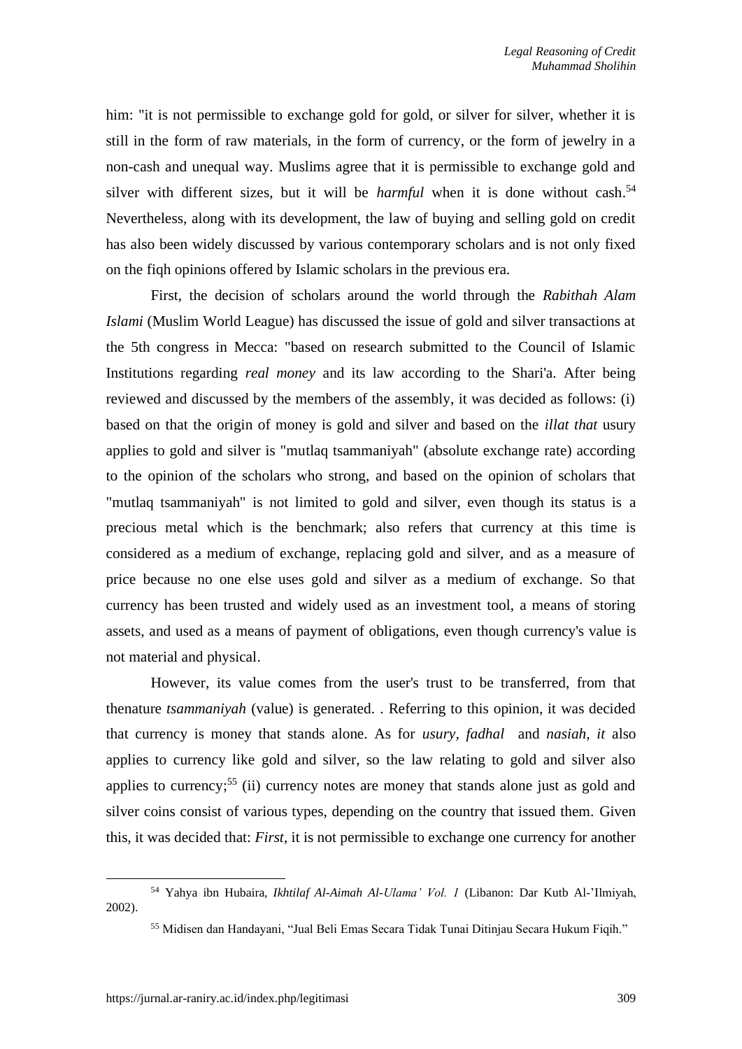him: "it is not permissible to exchange gold for gold, or silver for silver, whether it is still in the form of raw materials, in the form of currency, or the form of jewelry in a non-cash and unequal way. Muslims agree that it is permissible to exchange gold and silver with different sizes, but it will be *harmful* when it is done without cash.[54] Nevertheless, along with its development, the law of buying and selling gold on credit has also been widely discussed by various contemporary scholars and is not only fixed on the fiqh opinions offered by Islamic scholars in the previous era.

First, the decision of scholars around the world through the *Rabithah Alam Islami* (Muslim World League) has discussed the issue of gold and silver transactions at the 5th congress in Mecca: "based on research submitted to the Council of Islamic Institutions regarding *real money* and its law according to the Shari'a. After being reviewed and discussed by the members of the assembly, it was decided as follows: (i) based on that the origin of money is gold and silver and based on the *illat that* usury applies to gold and silver is "mutlaq tsammaniyah" (absolute exchange rate) according to the opinion of the scholars who strong, and based on the opinion of scholars that "mutlaq tsammaniyah" is not limited to gold and silver, even though its status is a precious metal which is the benchmark; also refers that currency at this time is considered as a medium of exchange, replacing gold and silver, and as a measure of price because no one else uses gold and silver as a medium of exchange. So that currency has been trusted and widely used as an investment tool, a means of storing assets, and used as a means of payment of obligations, even though currency's value is not material and physical.

However, its value comes from the user's trust to be transferred, from that thenature *tsammaniyah* (value) is generated. . Referring to this opinion, it was decided that currency is money that stands alone. As for *usury*, *fadhal* and *nasiah, it* also applies to currency like gold and silver, so the law relating to gold and silver also applies to currency;[55] (ii) currency notes are money that stands alone just as gold and silver coins consist of various types, depending on the country that issued them. Given this, it was decided that: *First*, it is not permissible to exchange one currency for another

---

[54] Yahya ibn Hubaira, *Ikhtilaf Al-Aimah Al-Ulama' Vol. 1* (Libanon: Dar Kutb Al-'Ilmiyah, 2002).

[55] Midisen dan Handayani, "Jual Beli Emas Secara Tidak Tunai Ditinjau Secara Hukum Fiqih."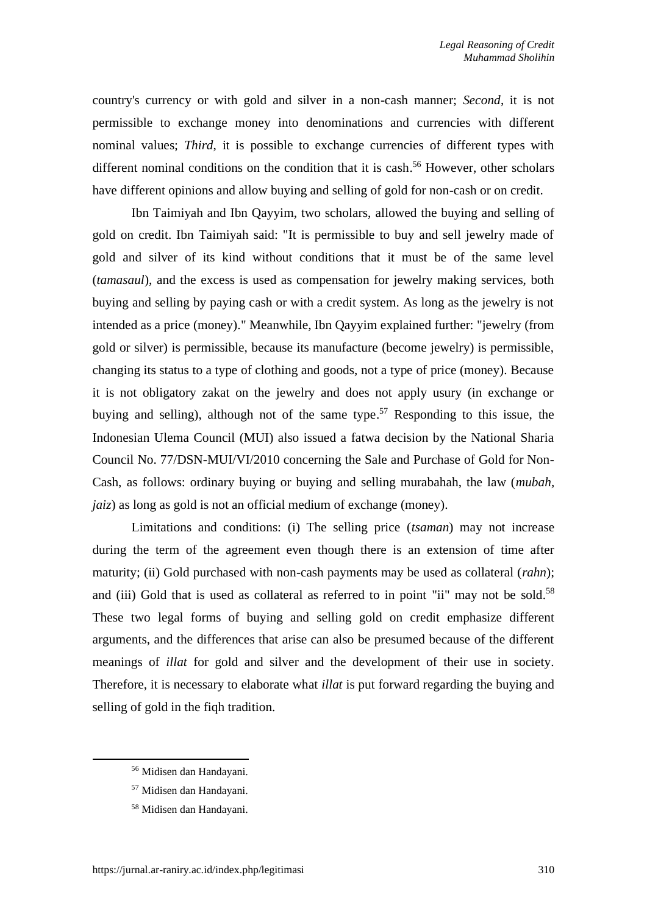country's currency or with gold and silver in a non-cash manner; *Second*, it is not permissible to exchange money into denominations and currencies with different nominal values; *Third*, it is possible to exchange currencies of different types with different nominal conditions on the condition that it is cash.[56] However, other scholars have different opinions and allow buying and selling of gold for non-cash or on credit.

Ibn Taimiyah and Ibn Qayyim, two scholars, allowed the buying and selling of gold on credit. Ibn Taimiyah said: "It is permissible to buy and sell jewelry made of gold and silver of its kind without conditions that it must be of the same level (*tamasaul*), and the excess is used as compensation for jewelry making services, both buying and selling by paying cash or with a credit system. As long as the jewelry is not intended as a price (money)." Meanwhile, Ibn Qayyim explained further: "jewelry (from gold or silver) is permissible, because its manufacture (become jewelry) is permissible, changing its status to a type of clothing and goods, not a type of price (money). Because it is not obligatory zakat on the jewelry and does not apply usury (in exchange or buying and selling), although not of the same type.[57] Responding to this issue, the Indonesian Ulema Council (MUI) also issued a fatwa decision by the National Sharia Council No. 77/DSN-MUI/VI/2010 concerning the Sale and Purchase of Gold for Non-Cash, as follows: ordinary buying or buying and selling murabahah, the law (*mubah, jaiz*) as long as gold is not an official medium of exchange (money).

Limitations and conditions: (i) The selling price (*tsaman*) may not increase during the term of the agreement even though there is an extension of time after maturity; (ii) Gold purchased with non-cash payments may be used as collateral (*rahn*); and (iii) Gold that is used as collateral as referred to in point "ii" may not be sold.[58] These two legal forms of buying and selling gold on credit emphasize different arguments, and the differences that arise can also be presumed because of the different meanings of *illat* for gold and silver and the development of their use in society. Therefore, it is necessary to elaborate what *illat* is put forward regarding the buying and selling of gold in the fiqh tradition.

---

[56] Midisen dan Handayani.

[57] Midisen dan Handayani.

[58] Midisen dan Handayani.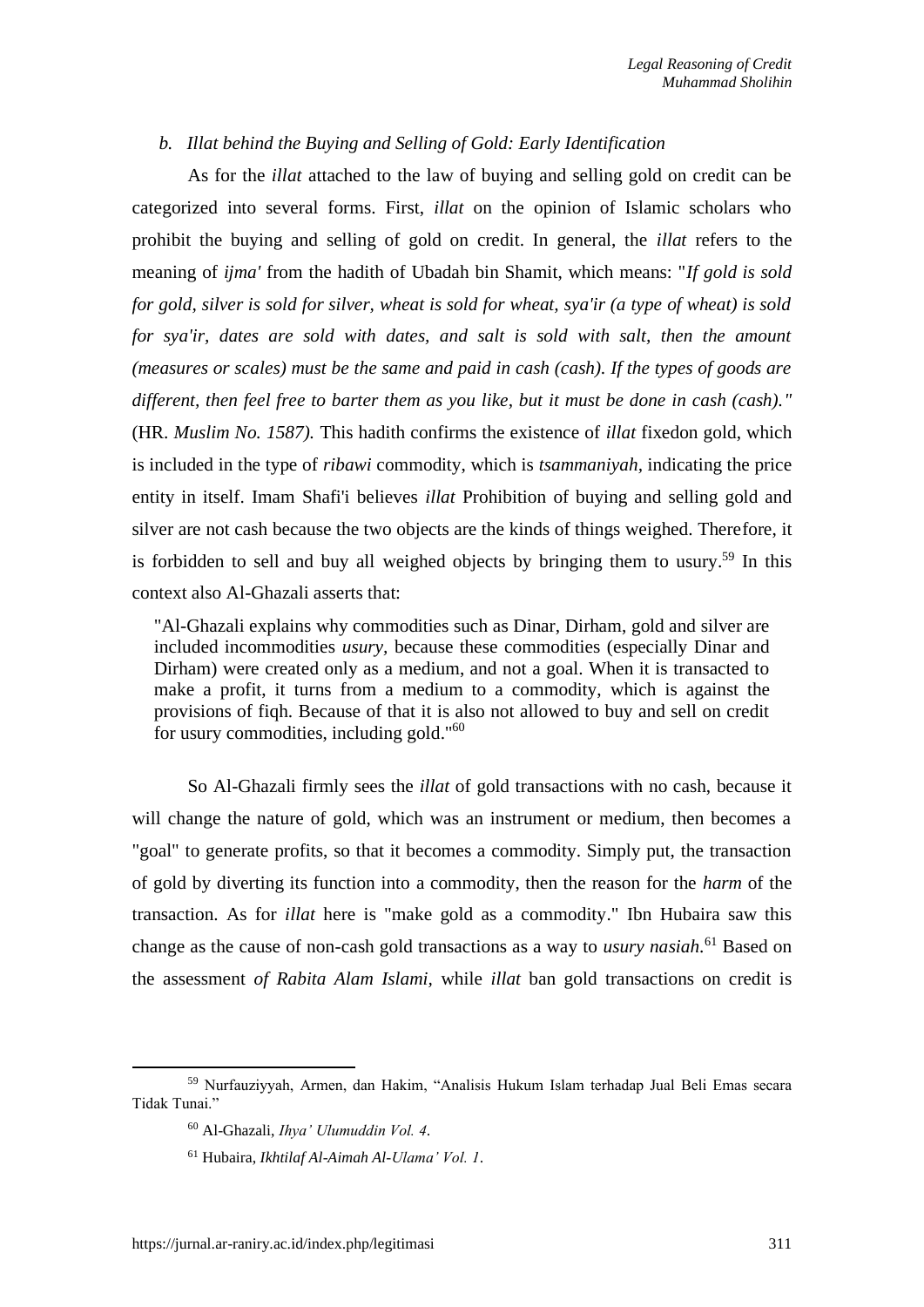### b. *Illat behind the Buying and Selling of Gold: Early Identification*

As for the *illat* attached to the law of buying and selling gold on credit can be categorized into several forms. First, *illat* on the opinion of Islamic scholars who prohibit the buying and selling of gold on credit. In general, the *illat* refers to the meaning of *ijma'* from the hadith of Ubadah bin Shamit, which means: "*If gold is sold for gold, silver is sold for silver, wheat is sold for wheat, sya'ir (a type of wheat) is sold for sya'ir, dates are sold with dates, and salt is sold with salt, then the amount (measures or scales) must be the same and paid in cash (cash). If the types of goods are different, then feel free to barter them as you like, but it must be done in cash (cash)."* (HR. *Muslim No. 1587).* This hadith confirms the existence of *illat* fixedon gold, which is included in the type of *ribawi* commodity, which is *tsammaniyah*, indicating the price entity in itself. Imam Shafi'i believes *illat* Prohibition of buying and selling gold and silver are not cash because the two objects are the kinds of things weighed. Therefore, it is forbidden to sell and buy all weighed objects by bringing them to usury.[59] In this context also Al-Ghazali asserts that:

> "Al-Ghazali explains why commodities such as Dinar, Dirham, gold and silver are included incommodities *usury*, because these commodities (especially Dinar and Dirham) were created only as a medium, and not a goal. When it is transacted to make a profit, it turns from a medium to a commodity, which is against the provisions of fiqh. Because of that it is also not allowed to buy and sell on credit for usury commodities, including gold."[60]

So Al-Ghazali firmly sees the *illat* of gold transactions with no cash, because it will change the nature of gold, which was an instrument or medium, then becomes a "goal" to generate profits, so that it becomes a commodity. Simply put, the transaction of gold by diverting its function into a commodity, then the reason for the *harm* of the transaction. As for *illat* here is "make gold as a commodity." Ibn Hubaira saw this change as the cause of non-cash gold transactions as a way to *usury nasiah*.[61] Based on the assessment *of Rabita Alam Islami*, while *illat* ban gold transactions on credit is

---

[59] Nurfauziyyah, Armen, dan Hakim, "Analisis Hukum Islam terhadap Jual Beli Emas secara Tidak Tunai."

[60] Al-Ghazali, *Ihya' Ulumuddin Vol. 4*.

[61] Hubaira, *Ikhtilaf Al-Aimah Al-Ulama' Vol. 1*.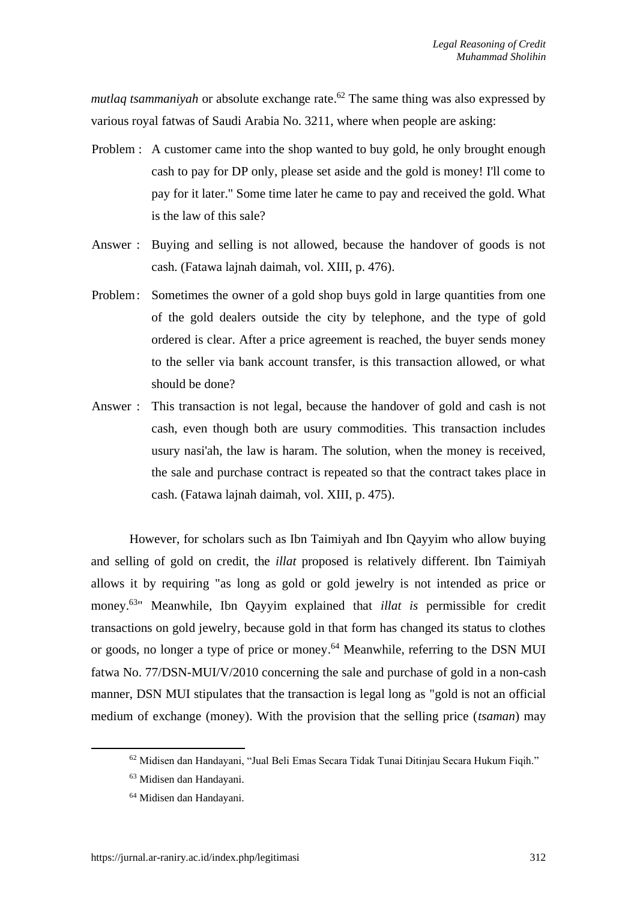*mutlaq tsammaniyah* or absolute exchange rate.[62] The same thing was also expressed by various royal fatwas of Saudi Arabia No. 3211, where when people are asking:

Problem : A customer came into the shop wanted to buy gold, he only brought enough cash to pay for DP only, please set aside and the gold is money! I'll come to pay for it later." Some time later he came to pay and received the gold. What is the law of this sale?

Answer : Buying and selling is not allowed, because the handover of goods is not cash. (Fatawa lajnah daimah, vol. XIII, p. 476).

Problem : Sometimes the owner of a gold shop buys gold in large quantities from one of the gold dealers outside the city by telephone, and the type of gold ordered is clear. After a price agreement is reached, the buyer sends money to the seller via bank account transfer, is this transaction allowed, or what should be done?

Answer : This transaction is not legal, because the handover of gold and cash is not cash, even though both are usury commodities. This transaction includes usury nasi'ah, the law is haram. The solution, when the money is received, the sale and purchase contract is repeated so that the contract takes place in cash. (Fatawa lajnah daimah, vol. XIII, p. 475).

However, for scholars such as Ibn Taimiyah and Ibn Qayyim who allow buying and selling of gold on credit, the *illat* proposed is relatively different. Ibn Taimiyah allows it by requiring "as long as gold or gold jewelry is not intended as price or money.[63]" Meanwhile, Ibn Qayyim explained that *illat is* permissible for credit transactions on gold jewelry, because gold in that form has changed its status to clothes or goods, no longer a type of price or money.[64] Meanwhile, referring to the DSN MUI fatwa No. 77/DSN-MUI/V/2010 concerning the sale and purchase of gold in a non-cash manner, DSN MUI stipulates that the transaction is legal long as "gold is not an official medium of exchange (money). With the provision that the selling price (*tsaman*) may

---

[62] Midisen dan Handayani, "Jual Beli Emas Secara Tidak Tunai Ditinjau Secara Hukum Fiqih."

[63] Midisen dan Handayani.

[64] Midisen dan Handayani.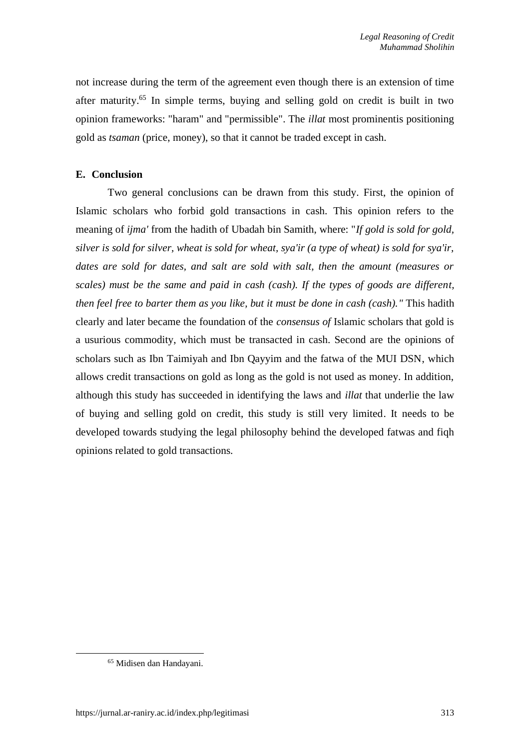not increase during the term of the agreement even though there is an extension of time after maturity.[65] In simple terms, buying and selling gold on credit is built in two opinion frameworks: "haram" and "permissible". The *illat* most prominentis positioning gold as *tsaman* (price, money), so that it cannot be traded except in cash.

## E. Conclusion

Two general conclusions can be drawn from this study. First, the opinion of Islamic scholars who forbid gold transactions in cash. This opinion refers to the meaning of *ijma'* from the hadith of Ubadah bin Samith, where: "*If gold is sold for gold, silver is sold for silver, wheat is sold for wheat, sya'ir (a type of wheat) is sold for sya'ir, dates are sold for dates, and salt are sold with salt, then the amount (measures or scales) must be the same and paid in cash (cash). If the types of goods are different, then feel free to barter them as you like, but it must be done in cash (cash)."* This hadith clearly and later became the foundation of the *consensus of* Islamic scholars that gold is a usurious commodity, which must be transacted in cash. Second are the opinions of scholars such as Ibn Taimiyah and Ibn Qayyim and the fatwa of the MUI DSN, which allows credit transactions on gold as long as the gold is not used as money. In addition, although this study has succeeded in identifying the laws and *illat* that underlie the law of buying and selling gold on credit, this study is still very limited. It needs to be developed towards studying the legal philosophy behind the developed fatwas and fiqh opinions related to gold transactions.

---

[65] Midisen dan Handayani.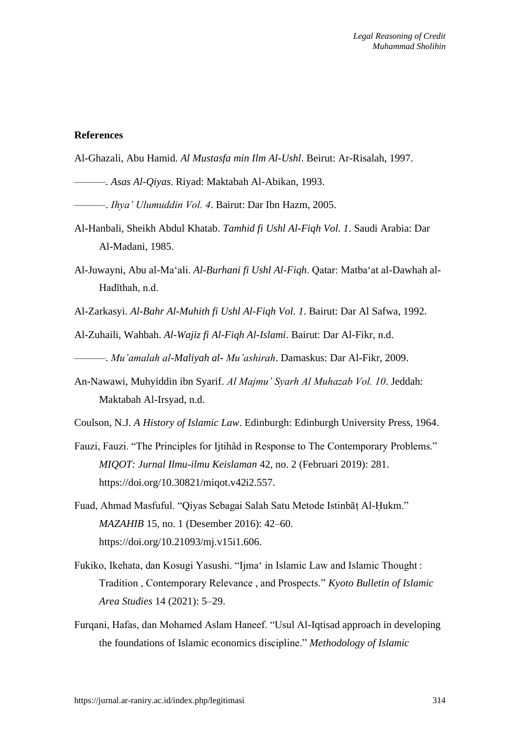**References**

Al-Ghazali, Abu Hamid. *Al Mustasfa min Ilm Al-Ushl*. Beirut: Ar-Risalah, 1997.

———. *Asas Al-Qiyas*. Riyad: Maktabah Al-Abikan, 1993.

———. *Ihya' Ulumuddin Vol. 4*. Bairut: Dar Ibn Hazm, 2005.

Al-Hanbali, Sheikh Abdul Khatab. *Tamhid fi Ushl Al-Fiqh Vol. 1*. Saudi Arabia: Dar Al-Madani, 1985.

Al-Juwayni, Abu al-Ma'ali. *Al-Burhani fi Ushl Al-Fiqh*. Qatar: Matba'at al-Dawhah al-Hadīthah, n.d.

Al-Zarkasyi. *Al-Bahr Al-Muhith fi Ushl Al-Fiqh Vol. 1*. Bairut: Dar Al Safwa, 1992.

Al-Zuhaili, Wahbah. *Al-Wajiz fi Al-Fiqh Al-Islami*. Bairut: Dar Al-Fikr, n.d.

———. *Mu'amalah al-Maliyah al- Mu'ashirah*. Damaskus: Dar Al-Fikr, 2009.

An-Nawawi, Muhyiddin ibn Syarif. *Al Majmu' Syarh Al Muhazab Vol. 10*. Jeddah: Maktabah Al-Irsyad, n.d.

Coulson, N.J. *A History of Islamic Law*. Edinburgh: Edinburgh University Press, 1964.

Fauzi, Fauzi. "The Principles for Ijtihâd in Response to The Contemporary Problems." *MIQOT: Jurnal Ilmu-ilmu Keislaman* 42, no. 2 (Februari 2019): 281. https://doi.org/10.30821/miqot.v42i2.557.

Fuad, Ahmad Masfuful. "Qiyas Sebagai Salah Satu Metode Istinbāṭ Al-Ḥukm." *MAZAHIB* 15, no. 1 (Desember 2016): 42–60. https://doi.org/10.21093/mj.v15i1.606.

Fukiko, Ikehata, dan Kosugi Yasushi. "Ijma' in Islamic Law and Islamic Thought : Tradition , Contemporary Relevance , and Prospects." *Kyoto Bulletin of Islamic Area Studies* 14 (2021): 5–29.

Furqani, Hafas, dan Mohamed Aslam Haneef. "Usul Al-Iqtisad approach in developing the foundations of Islamic economics discipline." *Methodology of Islamic*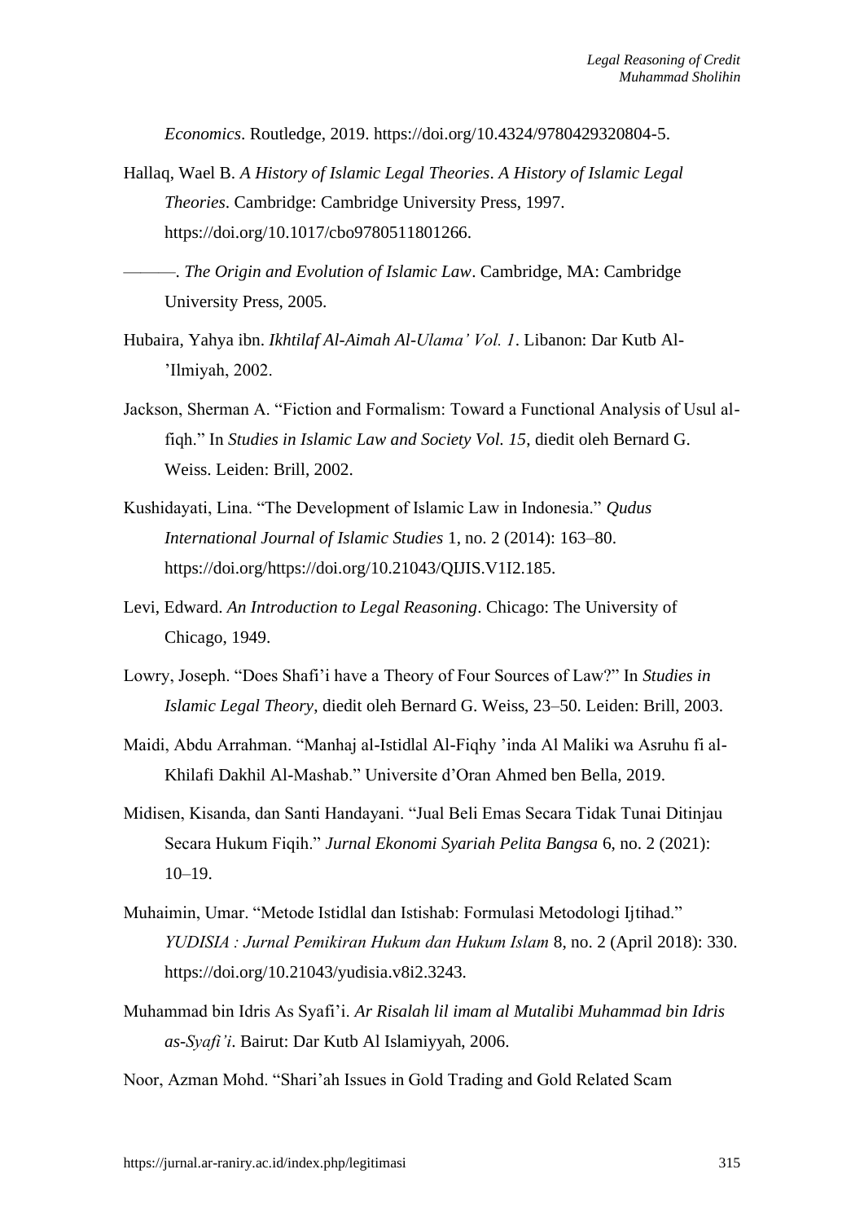*Economics*. Routledge, 2019. https://doi.org/10.4324/9780429320804-5.

Hallaq, Wael B. *A History of Islamic Legal Theories*. *A History of Islamic Legal Theories*. Cambridge: Cambridge University Press, 1997. https://doi.org/10.1017/cbo9780511801266.

———. *The Origin and Evolution of Islamic Law*. Cambridge, MA: Cambridge University Press, 2005.

Hubaira, Yahya ibn. *Ikhtilaf Al-Aimah Al-Ulama' Vol. 1*. Libanon: Dar Kutb Al-'Ilmiyah, 2002.

Jackson, Sherman A. "Fiction and Formalism: Toward a Functional Analysis of Usul al-fiqh." In *Studies in Islamic Law and Society Vol. 15*, diedit oleh Bernard G. Weiss. Leiden: Brill, 2002.

Kushidayati, Lina. "The Development of Islamic Law in Indonesia." *Qudus International Journal of Islamic Studies* 1, no. 2 (2014): 163–80. https://doi.org/https://doi.org/10.21043/QIJIS.V1I2.185.

Levi, Edward. *An Introduction to Legal Reasoning*. Chicago: The University of Chicago, 1949.

Lowry, Joseph. "Does Shafi'i have a Theory of Four Sources of Law?" In *Studies in Islamic Legal Theory*, diedit oleh Bernard G. Weiss, 23–50. Leiden: Brill, 2003.

Maidi, Abdu Arrahman. "Manhaj al-Istidlal Al-Fiqhy 'inda Al Maliki wa Asruhu fi al-Khilafi Dakhil Al-Mashab." Universite d'Oran Ahmed ben Bella, 2019.

Midisen, Kisanda, dan Santi Handayani. "Jual Beli Emas Secara Tidak Tunai Ditinjau Secara Hukum Fiqih." *Jurnal Ekonomi Syariah Pelita Bangsa* 6, no. 2 (2021): 10–19.

Muhaimin, Umar. "Metode Istidlal dan Istishab: Formulasi Metodologi Ijtihad." *YUDISIA : Jurnal Pemikiran Hukum dan Hukum Islam* 8, no. 2 (April 2018): 330. https://doi.org/10.21043/yudisia.v8i2.3243.

Muhammad bin Idris As Syafi'i. *Ar Risalah lil imam al Mutalibi Muhammad bin Idris as-Syafi'i*. Bairut: Dar Kutb Al Islamiyyah, 2006.

Noor, Azman Mohd. "Shari'ah Issues in Gold Trading and Gold Related Scam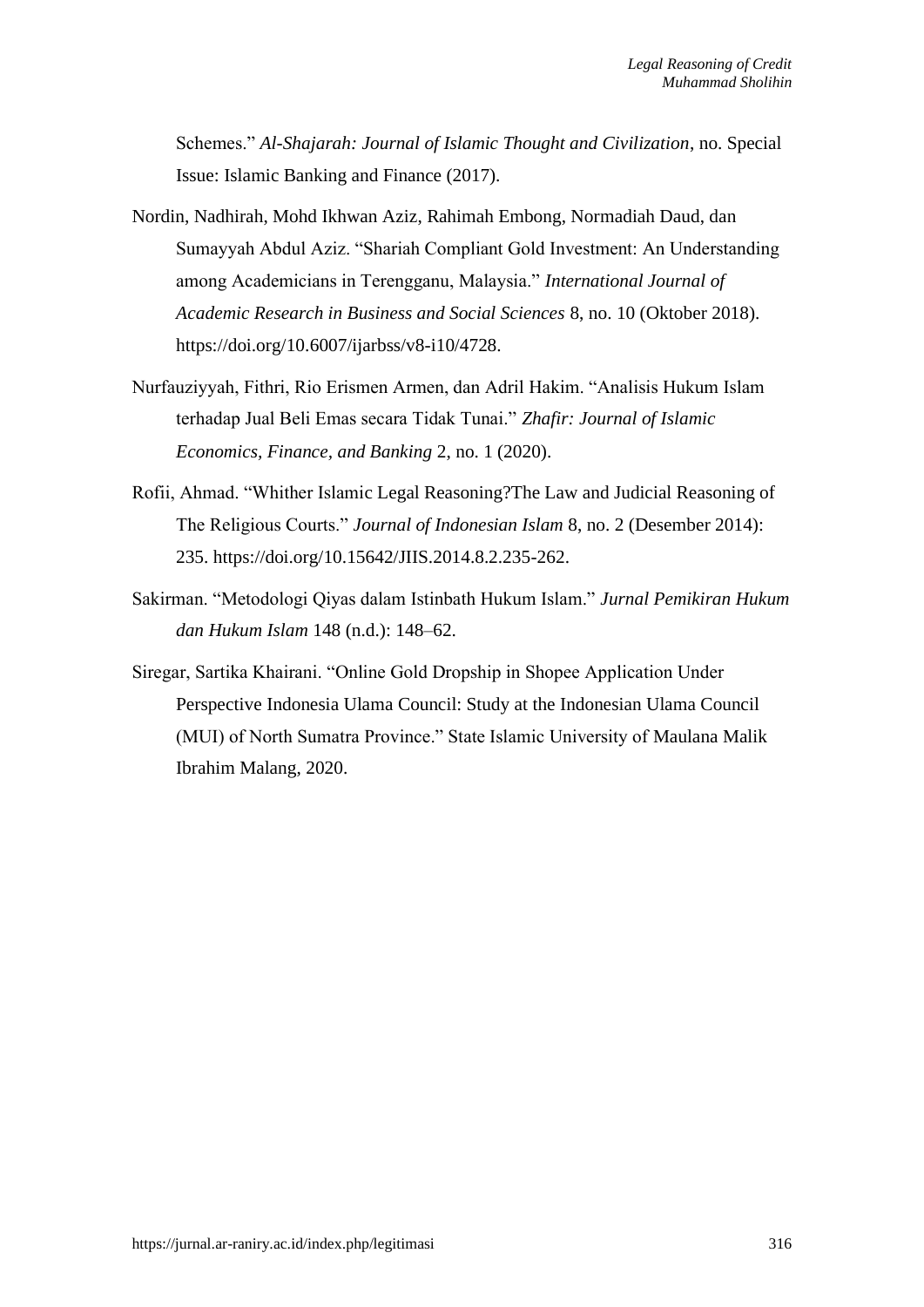Schemes." *Al-Shajarah: Journal of Islamic Thought and Civilization*, no. Special Issue: Islamic Banking and Finance (2017).

Nordin, Nadhirah, Mohd Ikhwan Aziz, Rahimah Embong, Normadiah Daud, dan Sumayyah Abdul Aziz. "Shariah Compliant Gold Investment: An Understanding among Academicians in Terengganu, Malaysia." *International Journal of Academic Research in Business and Social Sciences* 8, no. 10 (Oktober 2018). https://doi.org/10.6007/ijarbss/v8-i10/4728.

Nurfauziyyah, Fithri, Rio Erismen Armen, dan Adril Hakim. "Analisis Hukum Islam terhadap Jual Beli Emas secara Tidak Tunai." *Zhafir: Journal of Islamic Economics, Finance, and Banking* 2, no. 1 (2020).

Rofii, Ahmad. "Whither Islamic Legal Reasoning?The Law and Judicial Reasoning of The Religious Courts." *Journal of Indonesian Islam* 8, no. 2 (Desember 2014): 235. https://doi.org/10.15642/JIIS.2014.8.2.235-262.

Sakirman. "Metodologi Qiyas dalam Istinbath Hukum Islam." *Jurnal Pemikiran Hukum dan Hukum Islam* 148 (n.d.): 148–62.

Siregar, Sartika Khairani. "Online Gold Dropship in Shopee Application Under Perspective Indonesia Ulama Council: Study at the Indonesian Ulama Council (MUI) of North Sumatra Province." State Islamic University of Maulana Malik Ibrahim Malang, 2020.